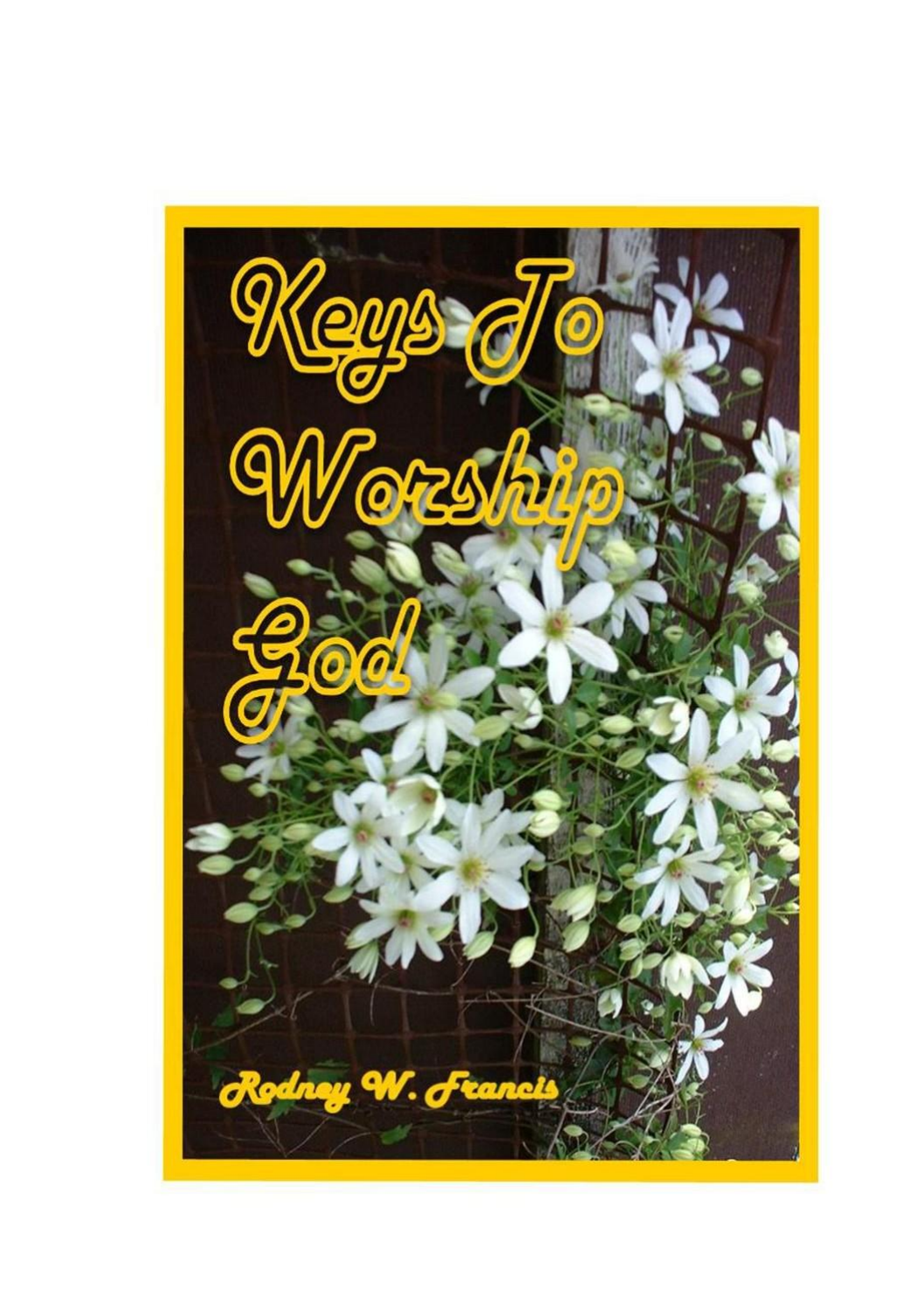# Keys To Worship God

Rodney W. Francis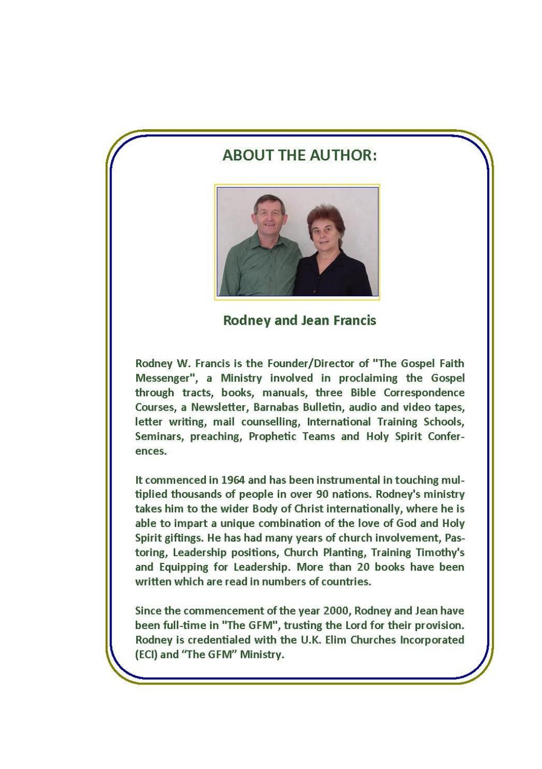## ABOUT THE AUTHOR:

**Rodney and Jean Francis**

Rodney W. Francis is the Founder/Director of "The Gospel Faith Messenger", a Ministry involved in proclaiming the Gospel through tracts, books, manuals, three Bible Correspondence Courses, a Newsletter, Barnabas Bulletin, audio and video tapes, letter writing, mail counselling, International Training Schools, Seminars, preaching, Prophetic Teams and Holy Spirit Conferences.

It commenced in 1964 and has been instrumental in touching multiplied thousands of people in over 90 nations. Rodney's ministry takes him to the wider Body of Christ internationally, where he is able to impart a unique combination of the love of God and Holy Spirit giftings. He has had many years of church involvement, Pastoring, Leadership positions, Church Planting, Training Timothy's and Equipping for Leadership. More than 20 books have been written which are read in numbers of countries.

Since the commencement of the year 2000, Rodney and Jean have been full-time in "The GFM", trusting the Lord for their provision. Rodney is credentialed with the U.K. Elim Churches Incorporated (ECI) and "The GFM" Ministry.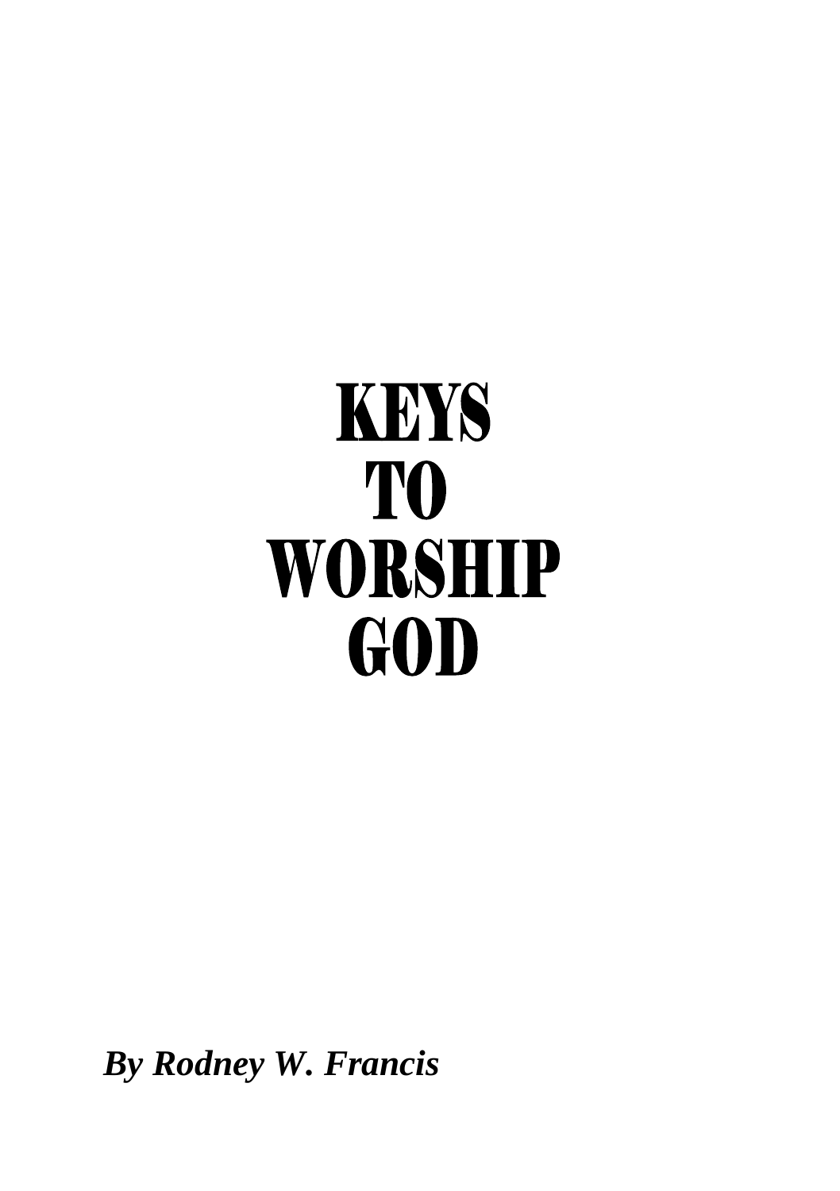# KEYS TO WORSHIP GOD

***By Rodney W. Francis***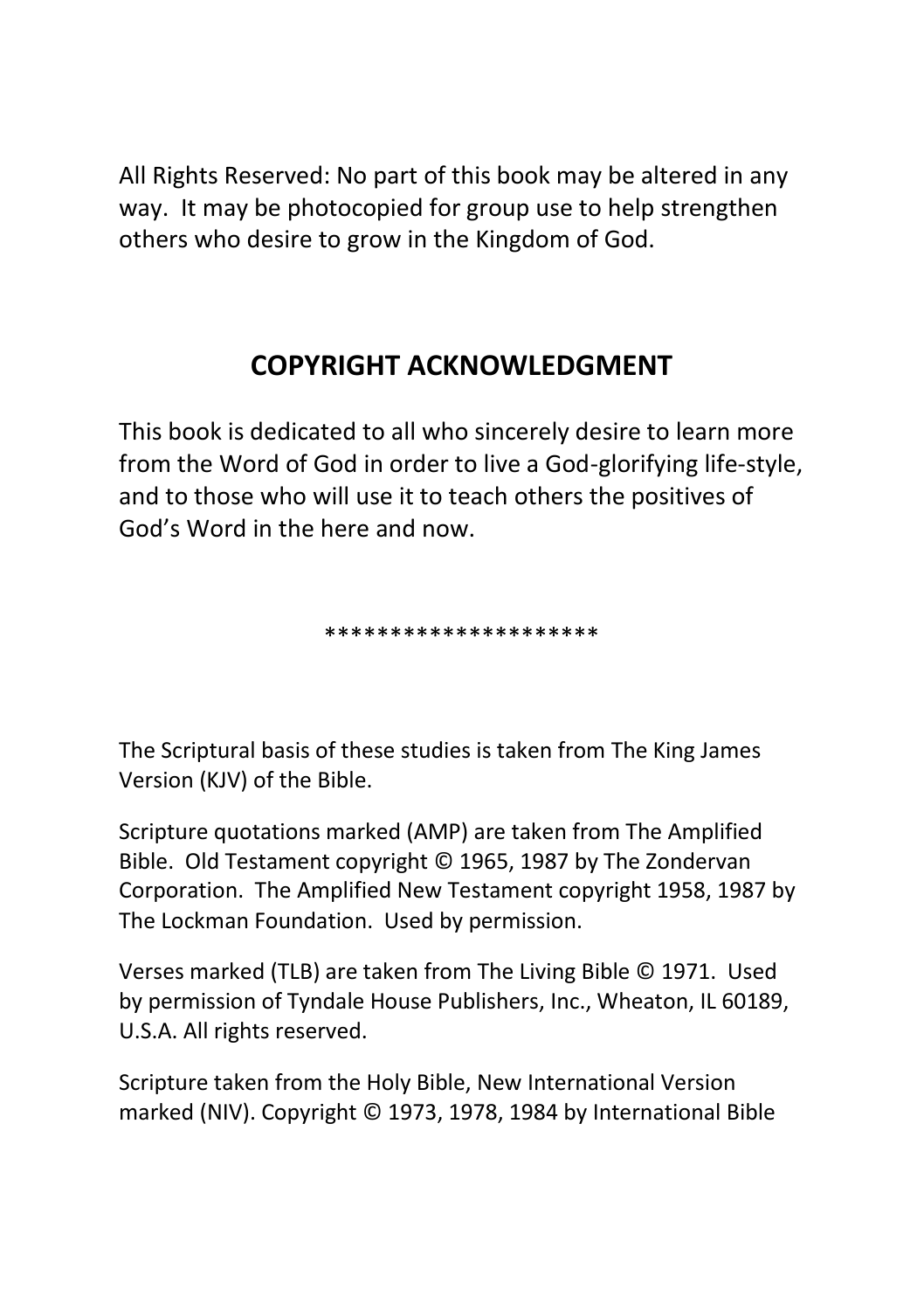All Rights Reserved: No part of this book may be altered in any way. It may be photocopied for group use to help strengthen others who desire to grow in the Kingdom of God.

## COPYRIGHT ACKNOWLEDGMENT

This book is dedicated to all who sincerely desire to learn more from the Word of God in order to live a God-glorifying life-style, and to those who will use it to teach others the positives of God's Word in the here and now.

*********************

The Scriptural basis of these studies is taken from The King James Version (KJV) of the Bible.

Scripture quotations marked (AMP) are taken from The Amplified Bible. Old Testament copyright © 1965, 1987 by The Zondervan Corporation. The Amplified New Testament copyright 1958, 1987 by The Lockman Foundation. Used by permission.

Verses marked (TLB) are taken from The Living Bible © 1971. Used by permission of Tyndale House Publishers, Inc., Wheaton, IL 60189, U.S.A. All rights reserved.

Scripture taken from the Holy Bible, New International Version marked (NIV). Copyright © 1973, 1978, 1984 by International Bible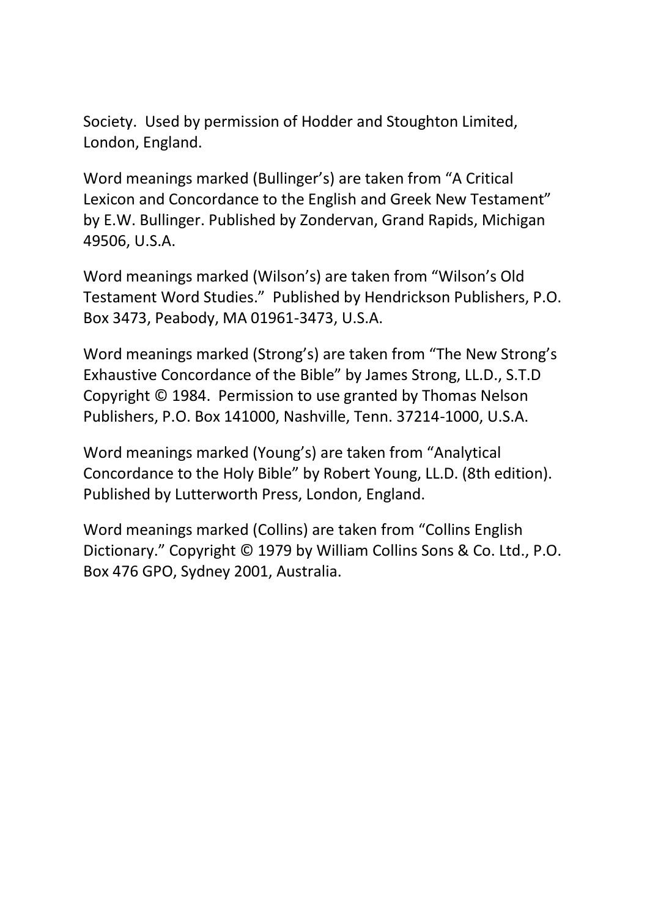Society. Used by permission of Hodder and Stoughton Limited, London, England.

Word meanings marked (Bullinger's) are taken from "A Critical Lexicon and Concordance to the English and Greek New Testament" by E.W. Bullinger. Published by Zondervan, Grand Rapids, Michigan 49506, U.S.A.

Word meanings marked (Wilson's) are taken from "Wilson's Old Testament Word Studies." Published by Hendrickson Publishers, P.O. Box 3473, Peabody, MA 01961-3473, U.S.A.

Word meanings marked (Strong's) are taken from "The New Strong's Exhaustive Concordance of the Bible" by James Strong, LL.D., S.T.D Copyright © 1984. Permission to use granted by Thomas Nelson Publishers, P.O. Box 141000, Nashville, Tenn. 37214-1000, U.S.A.

Word meanings marked (Young's) are taken from "Analytical Concordance to the Holy Bible" by Robert Young, LL.D. (8th edition). Published by Lutterworth Press, London, England.

Word meanings marked (Collins) are taken from "Collins English Dictionary." Copyright © 1979 by William Collins Sons & Co. Ltd., P.O. Box 476 GPO, Sydney 2001, Australia.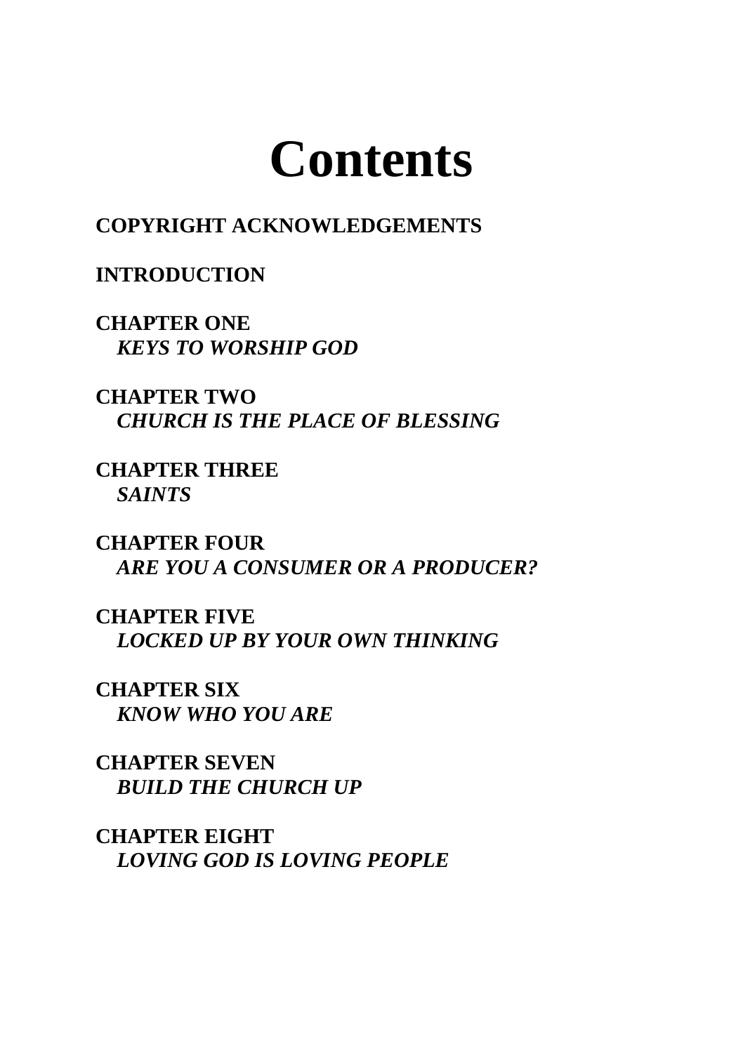# Contents

**COPYRIGHT ACKNOWLEDGEMENTS**

**INTRODUCTION**

**CHAPTER ONE**
***KEYS TO WORSHIP GOD***

**CHAPTER TWO**
***CHURCH IS THE PLACE OF BLESSING***

**CHAPTER THREE**
***SAINTS***

**CHAPTER FOUR**
***ARE YOU A CONSUMER OR A PRODUCER?***

**CHAPTER FIVE**
***LOCKED UP BY YOUR OWN THINKING***

**CHAPTER SIX**
***KNOW WHO YOU ARE***

**CHAPTER SEVEN**
***BUILD THE CHURCH UP***

**CHAPTER EIGHT**
***LOVING GOD IS LOVING PEOPLE***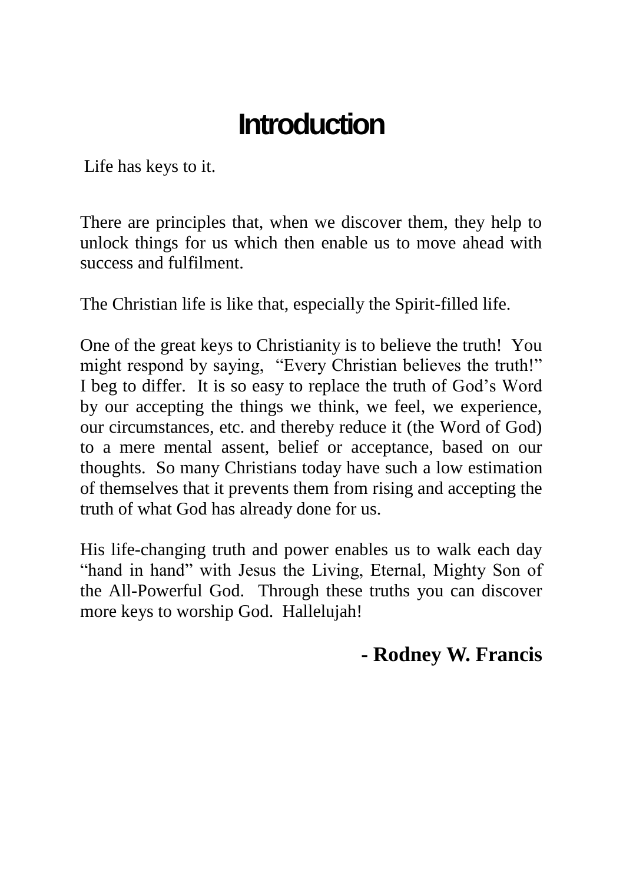# Introduction

Life has keys to it.

There are principles that, when we discover them, they help to unlock things for us which then enable us to move ahead with success and fulfilment.

The Christian life is like that, especially the Spirit-filled life.

One of the great keys to Christianity is to believe the truth! You might respond by saying, "Every Christian believes the truth!" I beg to differ. It is so easy to replace the truth of God's Word by our accepting the things we think, we feel, we experience, our circumstances, etc. and thereby reduce it (the Word of God) to a mere mental assent, belief or acceptance, based on our thoughts. So many Christians today have such a low estimation of themselves that it prevents them from rising and accepting the truth of what God has already done for us.

His life-changing truth and power enables us to walk each day "hand in hand" with Jesus the Living, Eternal, Mighty Son of the All-Powerful God. Through these truths you can discover more keys to worship God. Hallelujah!

**- Rodney W. Francis**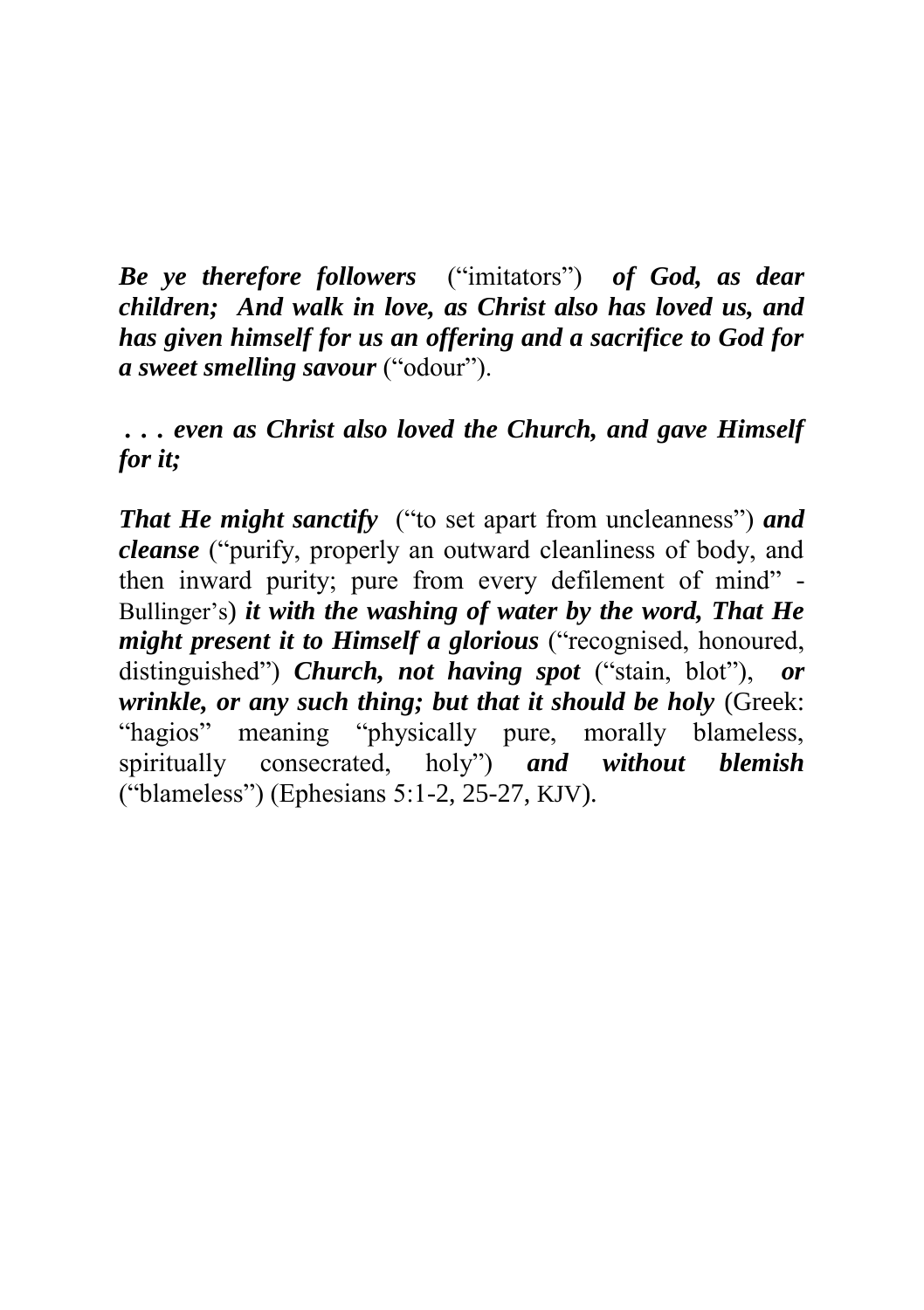***Be ye therefore followers*** ("imitators") ***of God, as dear children; And walk in love, as Christ also has loved us, and has given himself for us an offering and a sacrifice to God for a sweet smelling savour*** ("odour").

***. . . even as Christ also loved the Church, and gave Himself for it;***

***That He might sanctify*** ("to set apart from uncleanness") ***and cleanse*** ("purify, properly an outward cleanliness of body, and then inward purity; pure from every defilement of mind" - Bullinger's) ***it with the washing of water by the word, That He might present it to Himself a glorious*** ("recognised, honoured, distinguished") ***Church, not having spot*** ("stain, blot"), ***or wrinkle, or any such thing; but that it should be holy*** (Greek: "hagios" meaning "physically pure, morally blameless, spiritually consecrated, holy") ***and without blemish*** ("blameless") (Ephesians 5:1-2, 25-27, KJV).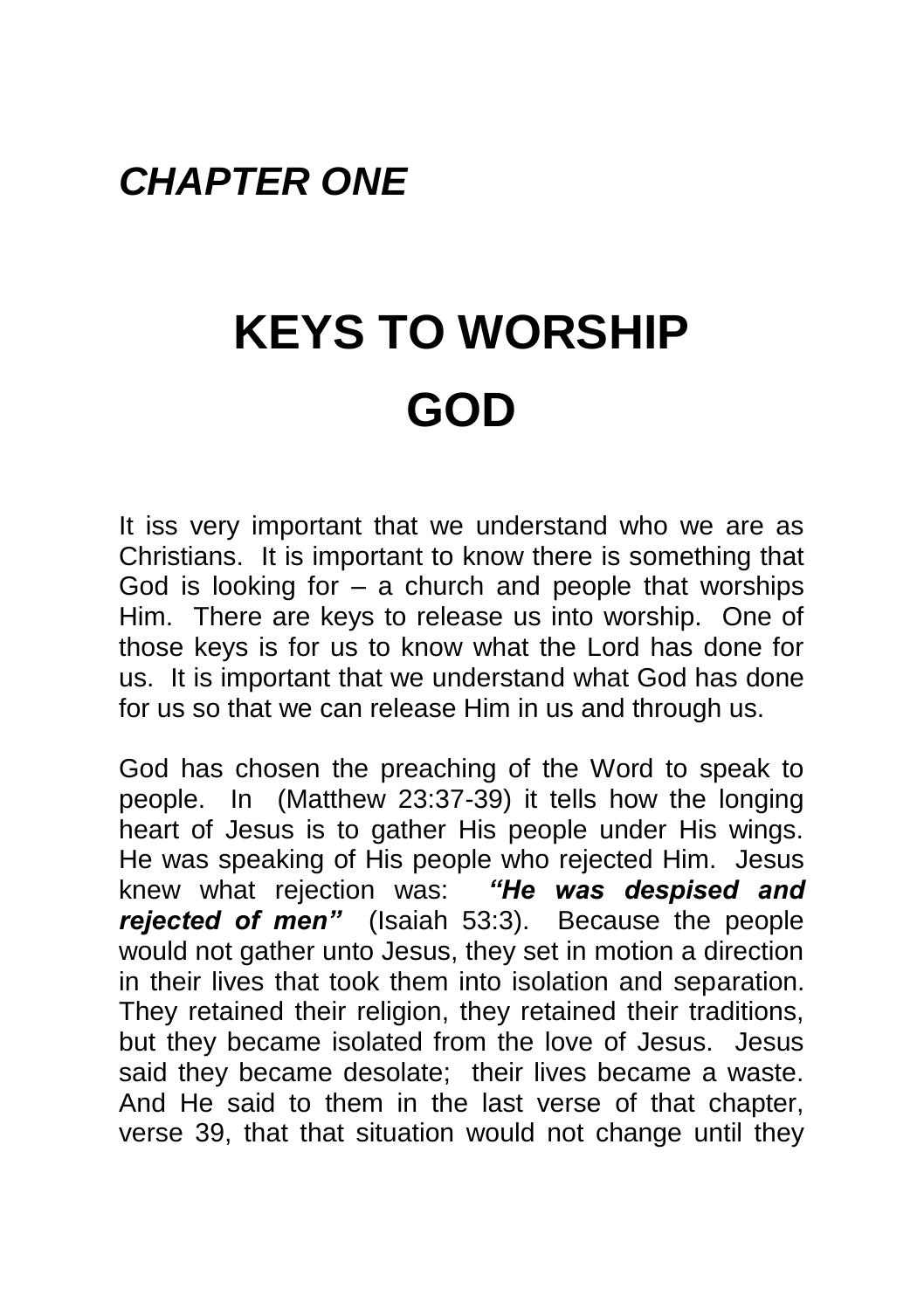## *CHAPTER ONE*

# KEYS TO WORSHIP GOD

It iss very important that we understand who we are as Christians. It is important to know there is something that God is looking for – a church and people that worships Him. There are keys to release us into worship. One of those keys is for us to know what the Lord has done for us. It is important that we understand what God has done for us so that we can release Him in us and through us.

God has chosen the preaching of the Word to speak to people. In (Matthew 23:37-39) it tells how the longing heart of Jesus is to gather His people under His wings. He was speaking of His people who rejected Him. Jesus knew what rejection was: ***"He was despised and rejected of men"*** (Isaiah 53:3). Because the people would not gather unto Jesus, they set in motion a direction in their lives that took them into isolation and separation. They retained their religion, they retained their traditions, but they became isolated from the love of Jesus. Jesus said they became desolate; their lives became a waste. And He said to them in the last verse of that chapter, verse 39, that that situation would not change until they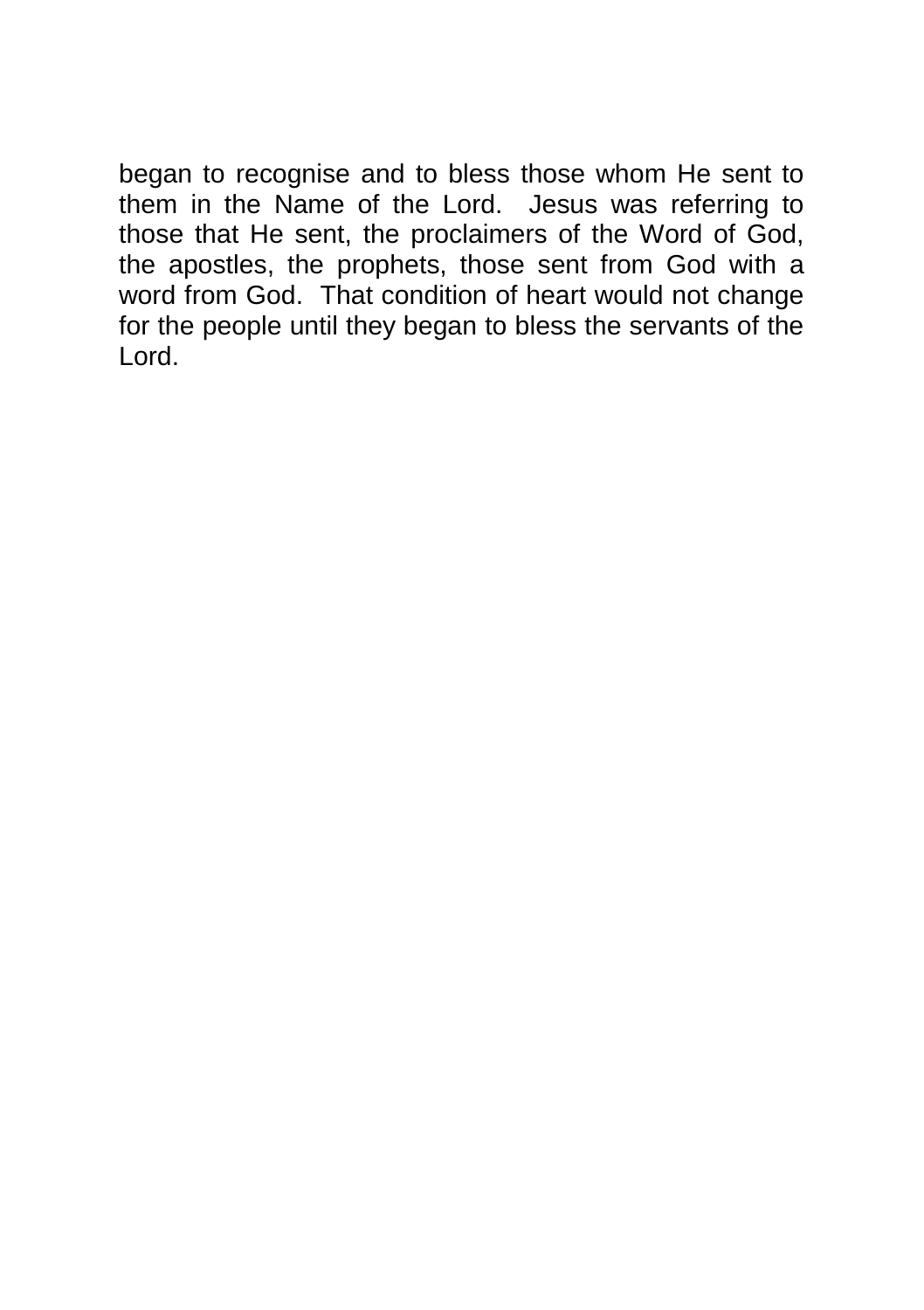began to recognise and to bless those whom He sent to them in the Name of the Lord.  Jesus was referring to those that He sent, the proclaimers of the Word of God, the apostles, the prophets, those sent from God with a word from God.  That condition of heart would not change for the people until they began to bless the servants of the Lord.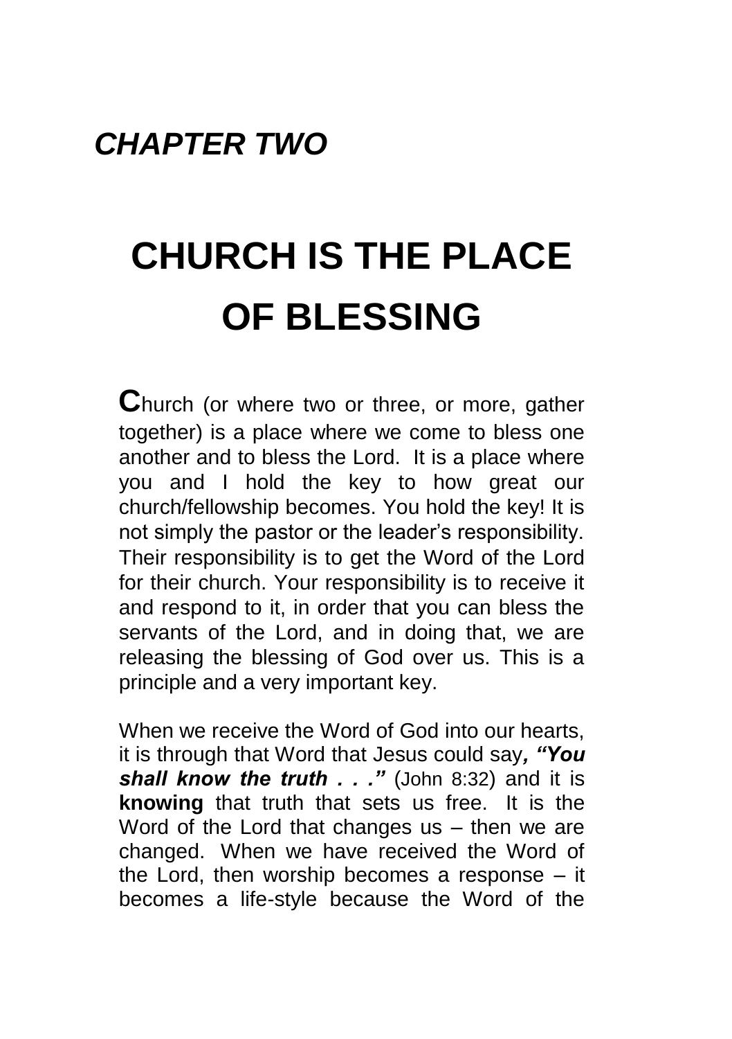## *CHAPTER TWO*

# CHURCH IS THE PLACE OF BLESSING

**C**hurch (or where two or three, or more, gather together) is a place where we come to bless one another and to bless the Lord. It is a place where you and I hold the key to how great our church/fellowship becomes. You hold the key! It is not simply the pastor or the leader's responsibility. Their responsibility is to get the Word of the Lord for their church. Your responsibility is to receive it and respond to it, in order that you can bless the servants of the Lord, and in doing that, we are releasing the blessing of God over us. This is a principle and a very important key.

When we receive the Word of God into our hearts, it is through that Word that Jesus could say***, "You shall know the truth . . ."*** (John 8:32) and it is **knowing** that truth that sets us free. It is the Word of the Lord that changes us – then we are changed. When we have received the Word of the Lord, then worship becomes a response – it becomes a life-style because the Word of the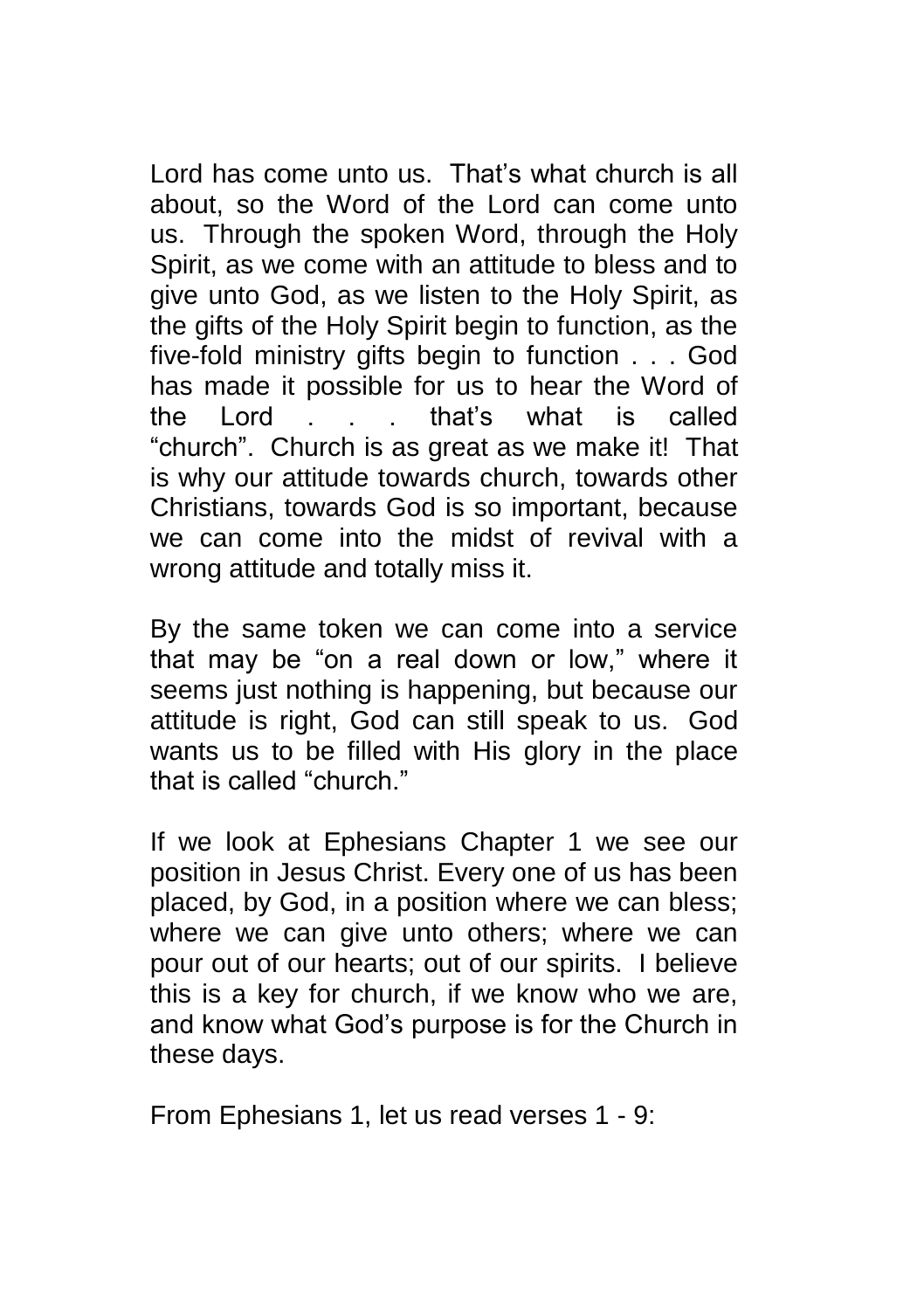Lord has come unto us. That's what church is all about, so the Word of the Lord can come unto us. Through the spoken Word, through the Holy Spirit, as we come with an attitude to bless and to give unto God, as we listen to the Holy Spirit, as the gifts of the Holy Spirit begin to function, as the five-fold ministry gifts begin to function . . . God has made it possible for us to hear the Word of the Lord . . . that's what is called "church". Church is as great as we make it! That is why our attitude towards church, towards other Christians, towards God is so important, because we can come into the midst of revival with a wrong attitude and totally miss it.

By the same token we can come into a service that may be "on a real down or low," where it seems just nothing is happening, but because our attitude is right, God can still speak to us. God wants us to be filled with His glory in the place that is called "church."

If we look at Ephesians Chapter 1 we see our position in Jesus Christ. Every one of us has been placed, by God, in a position where we can bless; where we can give unto others; where we can pour out of our hearts; out of our spirits. I believe this is a key for church, if we know who we are, and know what God's purpose is for the Church in these days.

From Ephesians 1, let us read verses 1 - 9: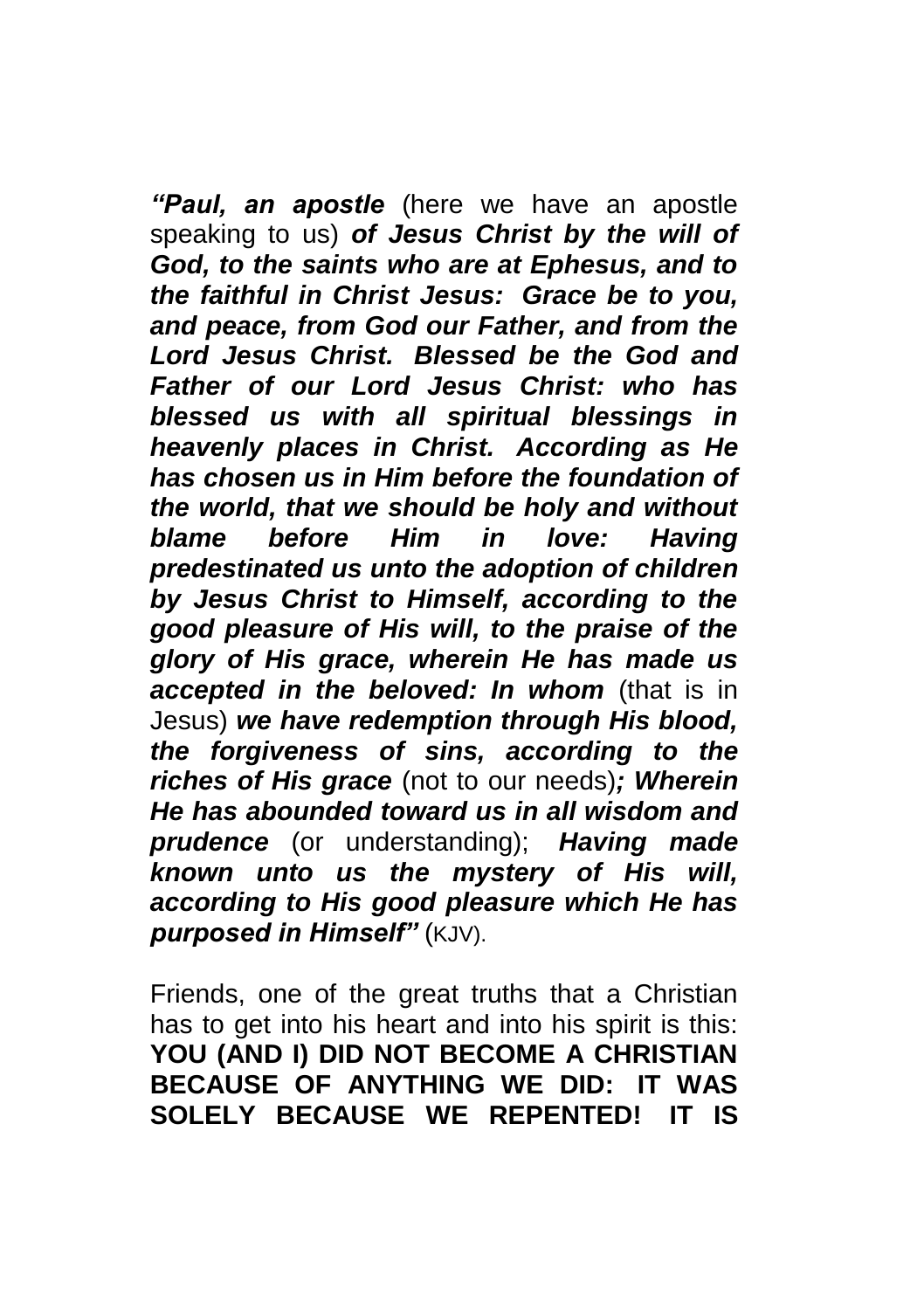***"Paul, an apostle*** (here we have an apostle speaking to us) ***of Jesus Christ by the will of God, to the saints who are at Ephesus, and to the faithful in Christ Jesus: Grace be to you, and peace, from God our Father, and from the Lord Jesus Christ. Blessed be the God and Father of our Lord Jesus Christ: who has blessed us with all spiritual blessings in heavenly places in Christ. According as He has chosen us in Him before the foundation of the world, that we should be holy and without blame before Him in love: Having predestinated us unto the adoption of children by Jesus Christ to Himself, according to the good pleasure of His will, to the praise of the glory of His grace, wherein He has made us accepted in the beloved: In whom*** (that is in Jesus) ***we have redemption through His blood, the forgiveness of sins, according to the riches of His grace*** (not to our needs)***; Wherein He has abounded toward us in all wisdom and prudence*** (or understanding); ***Having made known unto us the mystery of His will, according to His good pleasure which He has purposed in Himself"*** (KJV).

Friends, one of the great truths that a Christian has to get into his heart and into his spirit is this: **YOU (AND I) DID NOT BECOME A CHRISTIAN BECAUSE OF ANYTHING WE DID: IT WAS SOLELY BECAUSE WE REPENTED! IT IS**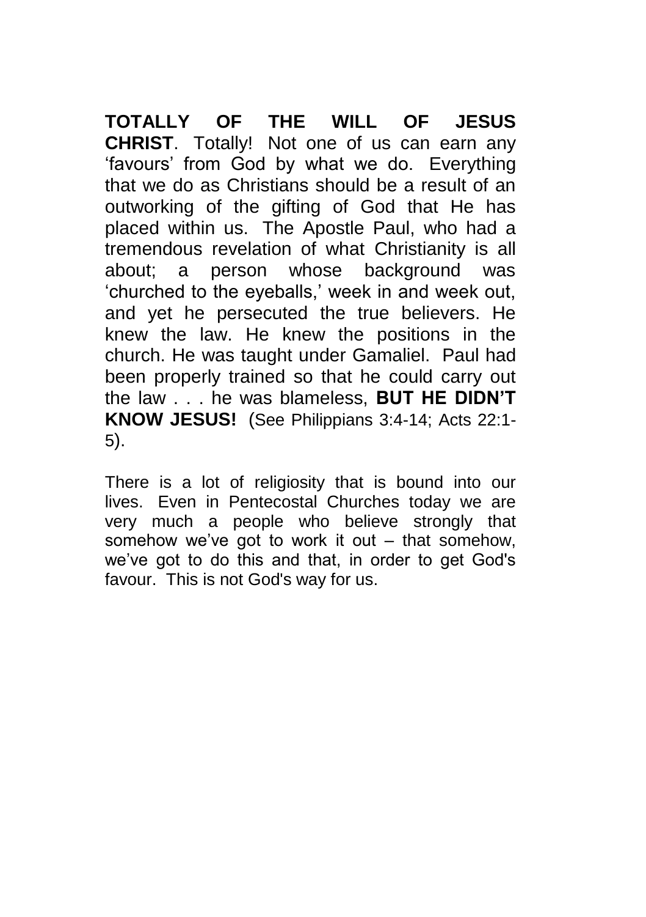**TOTALLY OF THE WILL OF JESUS CHRIST**. Totally! Not one of us can earn any 'favours' from God by what we do. Everything that we do as Christians should be a result of an outworking of the gifting of God that He has placed within us. The Apostle Paul, who had a tremendous revelation of what Christianity is all about; a person whose background was 'churched to the eyeballs,' week in and week out, and yet he persecuted the true believers. He knew the law. He knew the positions in the church. He was taught under Gamaliel. Paul had been properly trained so that he could carry out the law . . . he was blameless, **BUT HE DIDN'T KNOW JESUS!** (See Philippians 3:4-14; Acts 22:1-5).

There is a lot of religiosity that is bound into our lives. Even in Pentecostal Churches today we are very much a people who believe strongly that somehow we've got to work it out – that somehow, we've got to do this and that, in order to get God's favour. This is not God's way for us.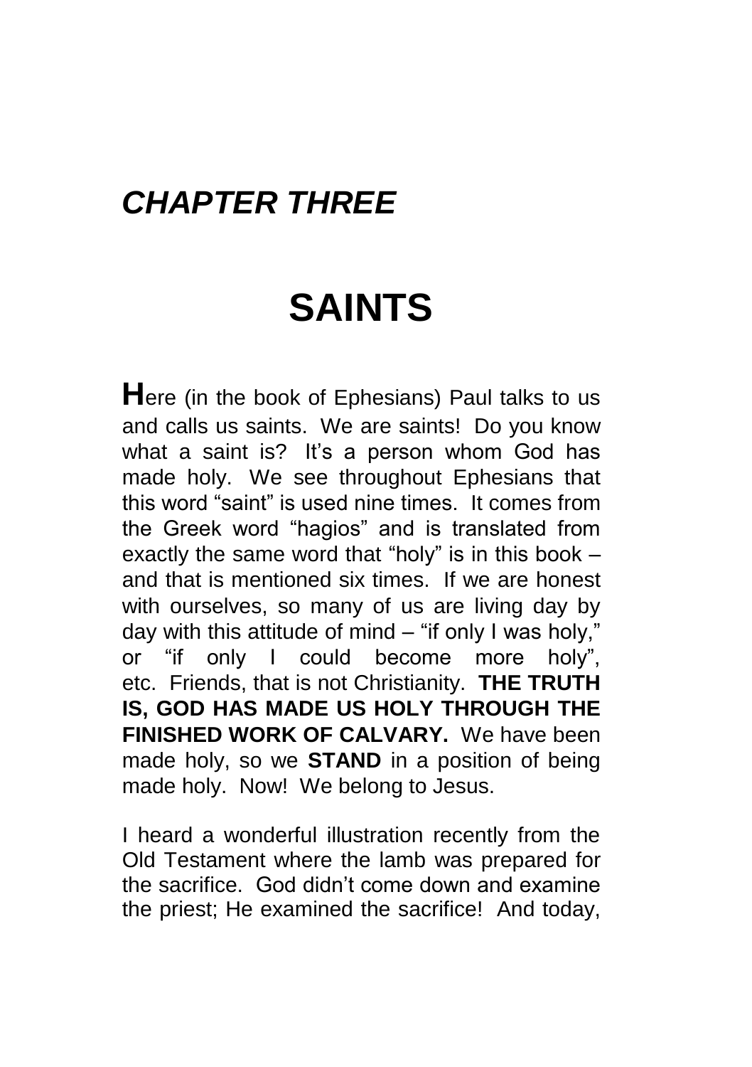## *CHAPTER THREE*

# SAINTS

**H**ere (in the book of Ephesians) Paul talks to us and calls us saints. We are saints! Do you know what a saint is? It's a person whom God has made holy. We see throughout Ephesians that this word "saint" is used nine times. It comes from the Greek word "hagios" and is translated from exactly the same word that "holy" is in this book – and that is mentioned six times. If we are honest with ourselves, so many of us are living day by day with this attitude of mind – "if only I was holy," or "if only I could become more holy", etc. Friends, that is not Christianity. **THE TRUTH IS, GOD HAS MADE US HOLY THROUGH THE FINISHED WORK OF CALVARY.** We have been made holy, so we **STAND** in a position of being made holy. Now! We belong to Jesus.

I heard a wonderful illustration recently from the Old Testament where the lamb was prepared for the sacrifice. God didn't come down and examine the priest; He examined the sacrifice! And today,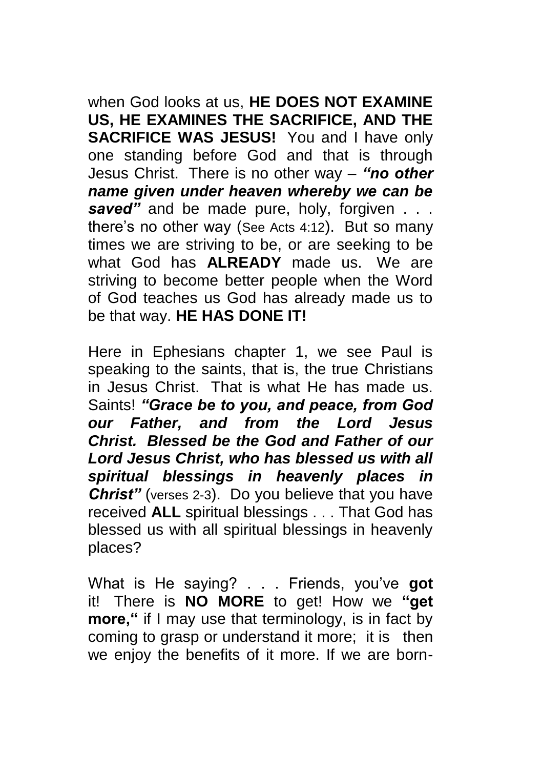when God looks at us, **HE DOES NOT EXAMINE US, HE EXAMINES THE SACRIFICE, AND THE SACRIFICE WAS JESUS!** You and I have only one standing before God and that is through Jesus Christ. There is no other way – ***"no other name given under heaven whereby we can be saved"*** and be made pure, holy, forgiven . . . there's no other way (See Acts 4:12). But so many times we are striving to be, or are seeking to be what God has **ALREADY** made us. We are striving to become better people when the Word of God teaches us God has already made us to be that way. **HE HAS DONE IT!**

Here in Ephesians chapter 1, we see Paul is speaking to the saints, that is, the true Christians in Jesus Christ. That is what He has made us. Saints! ***"Grace be to you, and peace, from God our Father, and from the Lord Jesus Christ. Blessed be the God and Father of our Lord Jesus Christ, who has blessed us with all spiritual blessings in heavenly places in Christ"*** (verses 2-3). Do you believe that you have received **ALL** spiritual blessings . . . That God has blessed us with all spiritual blessings in heavenly places?

What is He saying? . . . Friends, you've **got** it! There is **NO MORE** to get! How we **"get more,"** if I may use that terminology, is in fact by coming to grasp or understand it more; it is then we enjoy the benefits of it more. If we are born-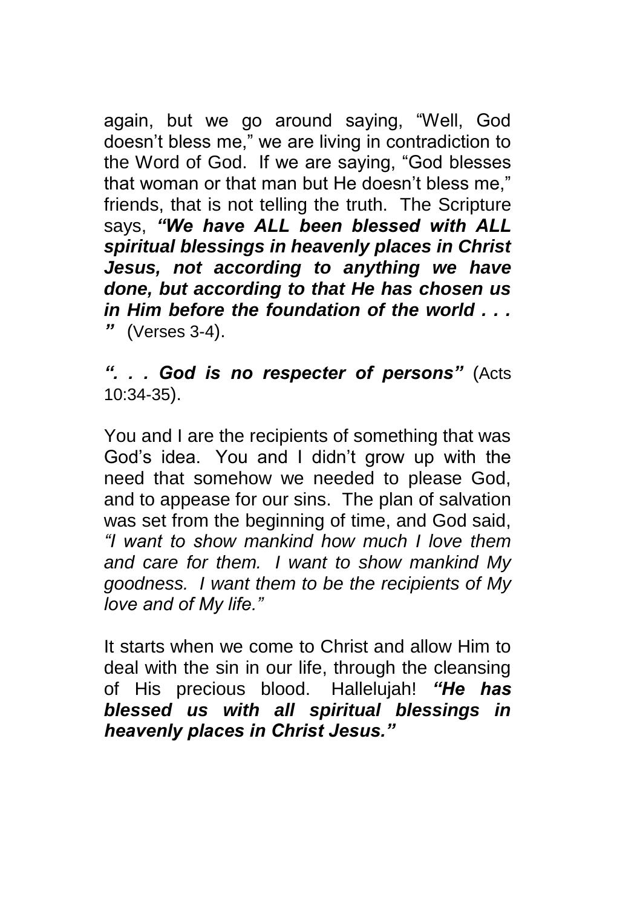again, but we go around saying, "Well, God doesn't bless me," we are living in contradiction to the Word of God. If we are saying, "God blesses that woman or that man but He doesn't bless me," friends, that is not telling the truth. The Scripture says, ***"We have ALL been blessed with ALL spiritual blessings in heavenly places in Christ Jesus, not according to anything we have done, but according to that He has chosen us in Him before the foundation of the world . . . "*** (Verses 3-4).

***". . . God is no respecter of persons"*** (Acts 10:34-35).

You and I are the recipients of something that was God's idea. You and I didn't grow up with the need that somehow we needed to please God, and to appease for our sins. The plan of salvation was set from the beginning of time, and God said, *"I want to show mankind how much I love them and care for them. I want to show mankind My goodness. I want them to be the recipients of My love and of My life."*

It starts when we come to Christ and allow Him to deal with the sin in our life, through the cleansing of His precious blood. Hallelujah! ***"He has blessed us with all spiritual blessings in heavenly places in Christ Jesus."***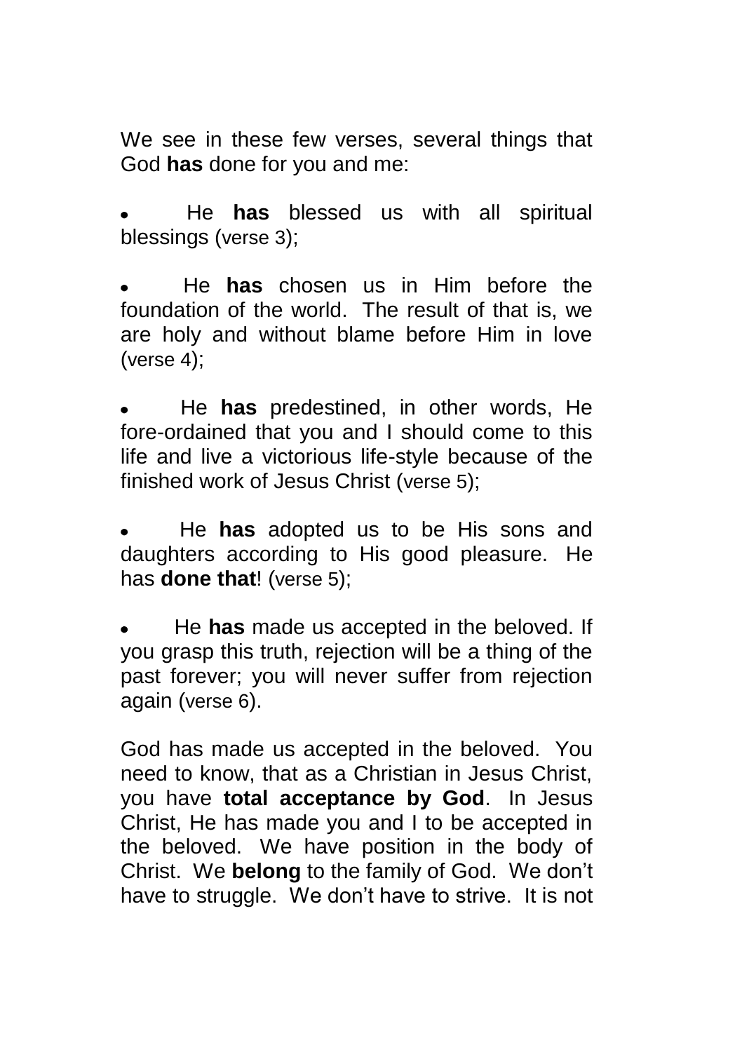We see in these few verses, several things that God **has** done for you and me:

- He **has** blessed us with all spiritual blessings (verse 3);

- He **has** chosen us in Him before the foundation of the world. The result of that is, we are holy and without blame before Him in love (verse 4);

- He **has** predestined, in other words, He fore-ordained that you and I should come to this life and live a victorious life-style because of the finished work of Jesus Christ (verse 5);

- He **has** adopted us to be His sons and daughters according to His good pleasure. He has **done that**! (verse 5);

- He **has** made us accepted in the beloved. If you grasp this truth, rejection will be a thing of the past forever; you will never suffer from rejection again (verse 6).

God has made us accepted in the beloved. You need to know, that as a Christian in Jesus Christ, you have **total acceptance by God**. In Jesus Christ, He has made you and I to be accepted in the beloved. We have position in the body of Christ. We **belong** to the family of God. We don't have to struggle. We don't have to strive. It is not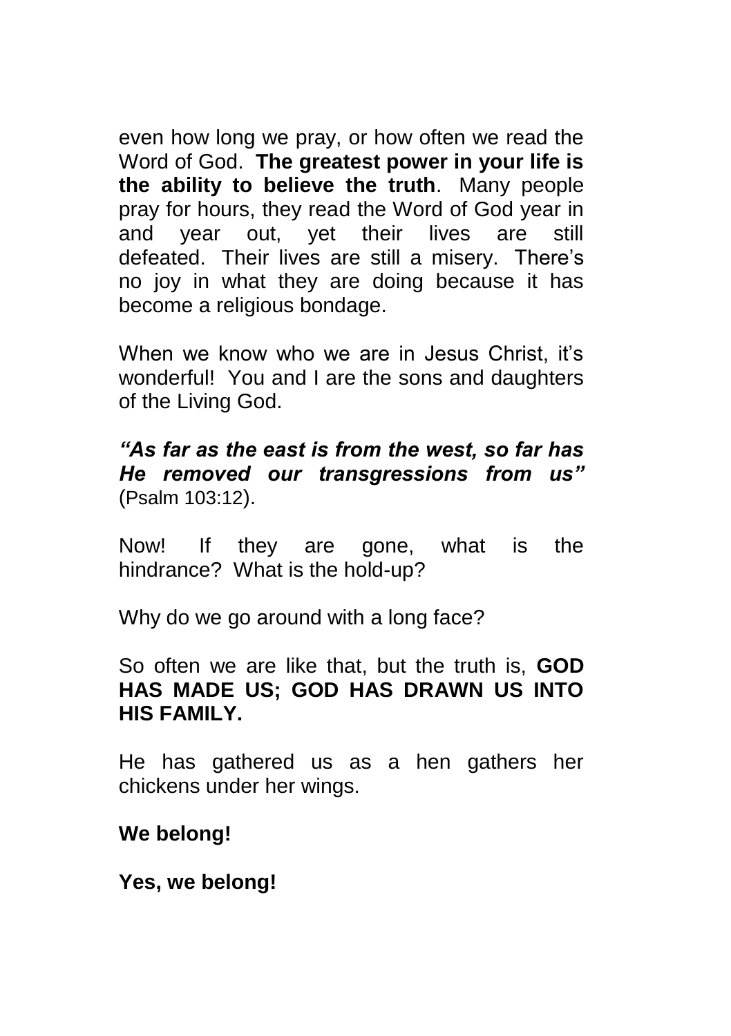even how long we pray, or how often we read the Word of God. **The greatest power in your life is the ability to believe the truth**. Many people pray for hours, they read the Word of God year in and year out, yet their lives are still defeated. Their lives are still a misery. There's no joy in what they are doing because it has become a religious bondage.

When we know who we are in Jesus Christ, it's wonderful! You and I are the sons and daughters of the Living God.

***"As far as the east is from the west, so far has He removed our transgressions from us"*** (Psalm 103:12).

Now! If they are gone, what is the hindrance? What is the hold-up?

Why do we go around with a long face?

So often we are like that, but the truth is, **GOD HAS MADE US; GOD HAS DRAWN US INTO HIS FAMILY.**

He has gathered us as a hen gathers her chickens under her wings.

**We belong!**

**Yes, we belong!**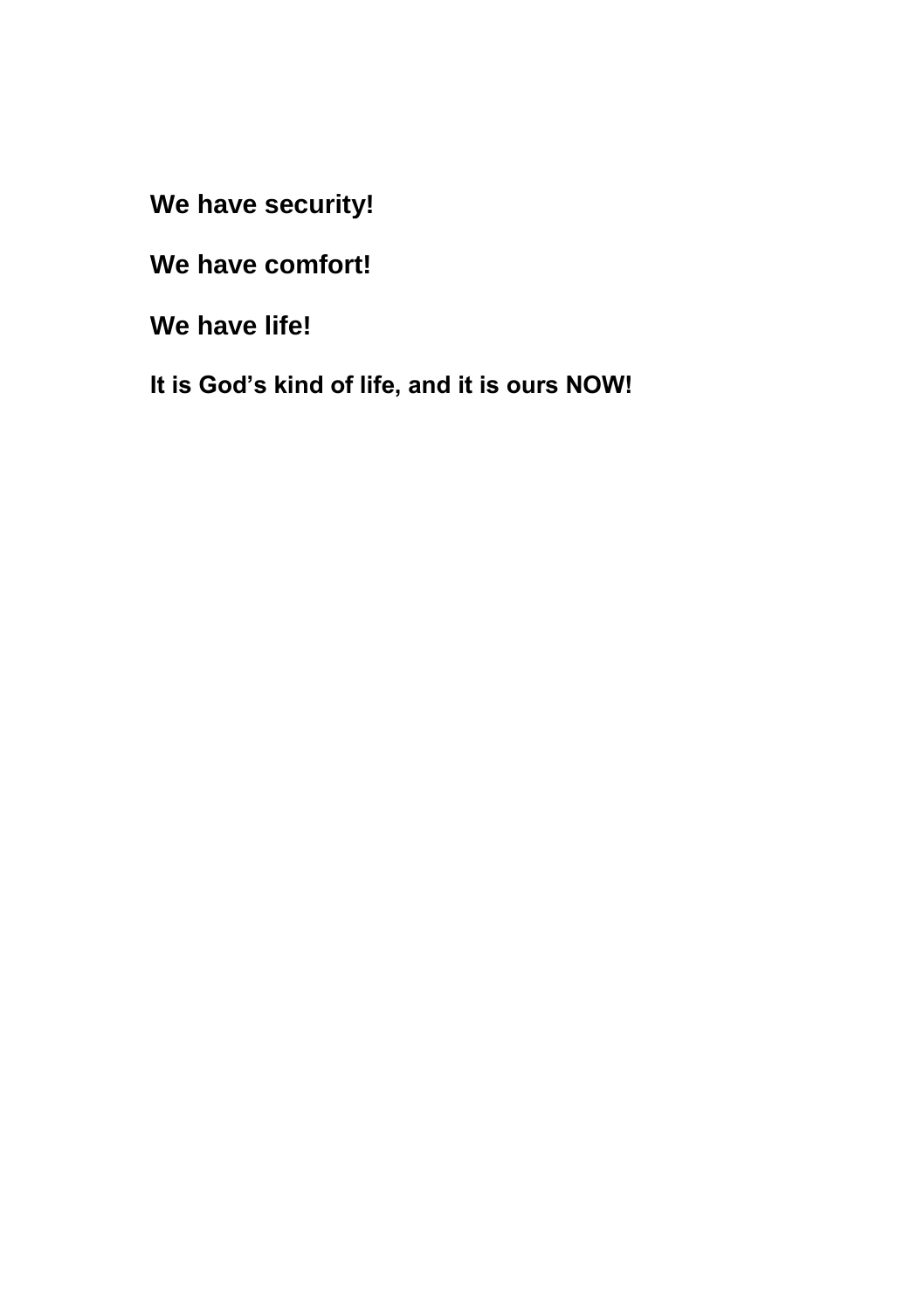**We have security!**

**We have comfort!**

**We have life!**

**It is God's kind of life, and it is ours NOW!**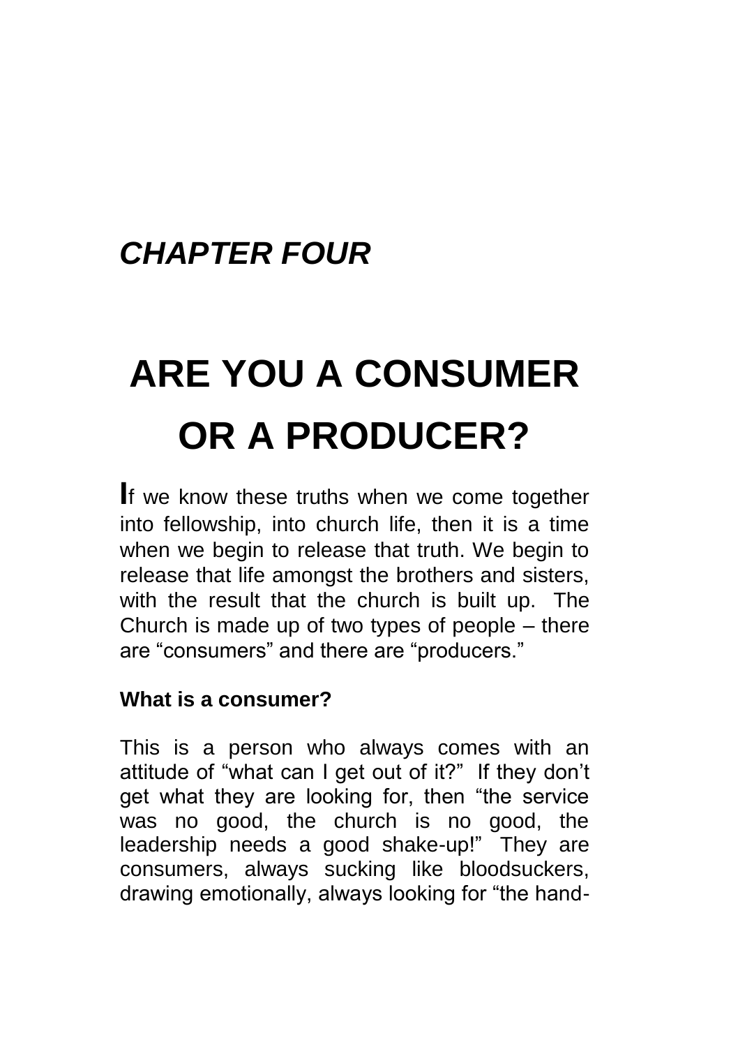*CHAPTER FOUR*

# ARE YOU A CONSUMER OR A PRODUCER?

**I**f we know these truths when we come together into fellowship, into church life, then it is a time when we begin to release that truth. We begin to release that life amongst the brothers and sisters, with the result that the church is built up. The Church is made up of two types of people – there are "consumers" and there are "producers."

**What is a consumer?**

This is a person who always comes with an attitude of "what can I get out of it?" If they don't get what they are looking for, then "the service was no good, the church is no good, the leadership needs a good shake-up!" They are consumers, always sucking like bloodsuckers, drawing emotionally, always looking for "the hand-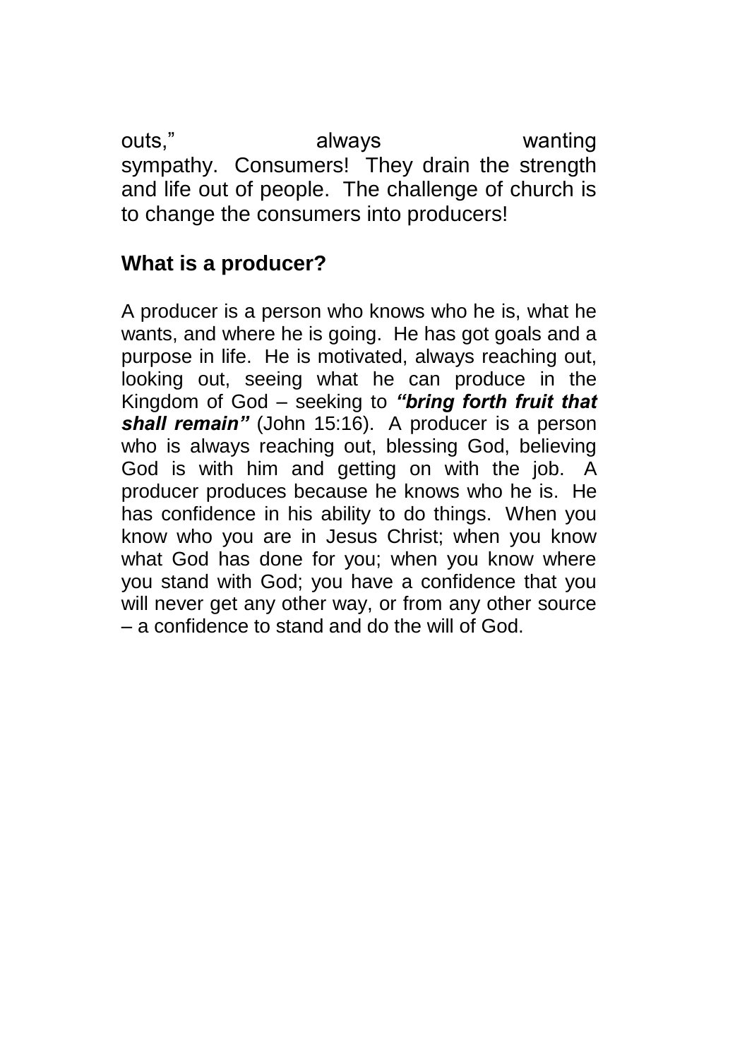outs," always wanting sympathy. Consumers! They drain the strength and life out of people. The challenge of church is to change the consumers into producers!

## What is a producer?

A producer is a person who knows who he is, what he wants, and where he is going. He has got goals and a purpose in life. He is motivated, always reaching out, looking out, seeing what he can produce in the Kingdom of God – seeking to ***"bring forth fruit that shall remain"*** (John 15:16). A producer is a person who is always reaching out, blessing God, believing God is with him and getting on with the job. A producer produces because he knows who he is. He has confidence in his ability to do things. When you know who you are in Jesus Christ; when you know what God has done for you; when you know where you stand with God; you have a confidence that you will never get any other way, or from any other source – a confidence to stand and do the will of God.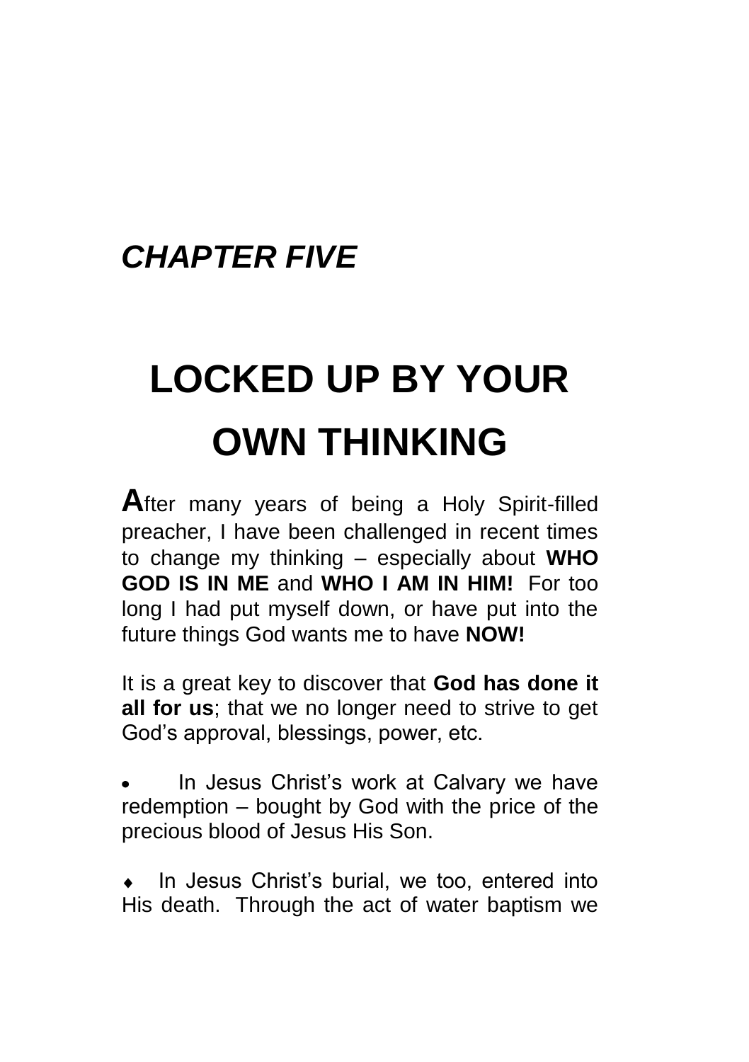*CHAPTER FIVE*

# LOCKED UP BY YOUR OWN THINKING

**A**fter many years of being a Holy Spirit-filled preacher, I have been challenged in recent times to change my thinking – especially about **WHO GOD IS IN ME** and **WHO I AM IN HIM!** For too long I had put myself down, or have put into the future things God wants me to have **NOW!**

It is a great key to discover that **God has done it all for us**; that we no longer need to strive to get God's approval, blessings, power, etc.

- In Jesus Christ's work at Calvary we have redemption – bought by God with the price of the precious blood of Jesus His Son.

- In Jesus Christ's burial, we too, entered into His death. Through the act of water baptism we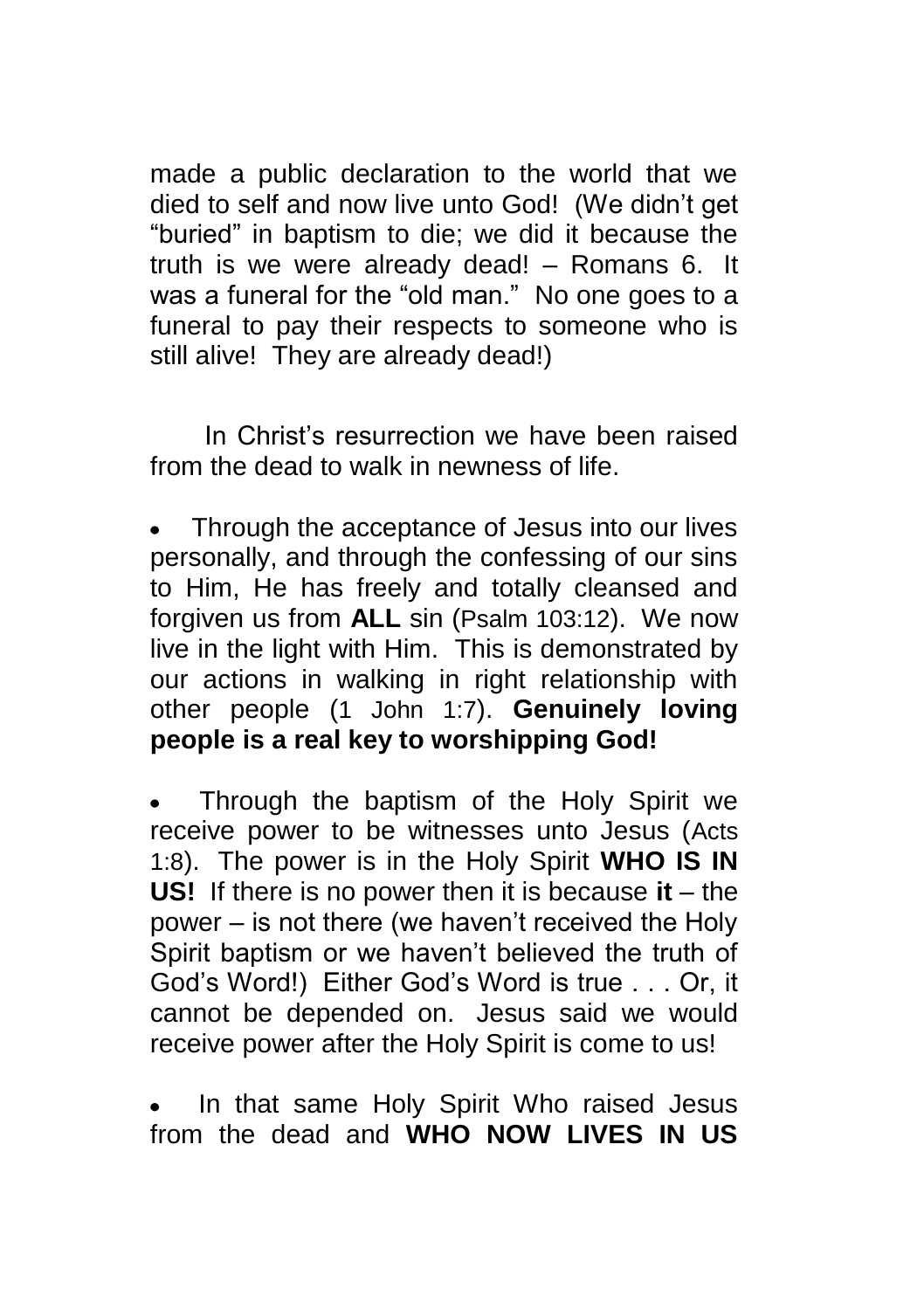made a public declaration to the world that we died to self and now live unto God! (We didn't get "buried" in baptism to die; we did it because the truth is we were already dead! – Romans 6. It was a funeral for the "old man." No one goes to a funeral to pay their respects to someone who is still alive! They are already dead!)

In Christ's resurrection we have been raised from the dead to walk in newness of life.

- Through the acceptance of Jesus into our lives personally, and through the confessing of our sins to Him, He has freely and totally cleansed and forgiven us from **ALL** sin (Psalm 103:12). We now live in the light with Him. This is demonstrated by our actions in walking in right relationship with other people (1 John 1:7). **Genuinely loving people is a real key to worshipping God!**

- Through the baptism of the Holy Spirit we receive power to be witnesses unto Jesus (Acts 1:8). The power is in the Holy Spirit **WHO IS IN US!** If there is no power then it is because **it** – the power – is not there (we haven't received the Holy Spirit baptism or we haven't believed the truth of God's Word!) Either God's Word is true . . . Or, it cannot be depended on. Jesus said we would receive power after the Holy Spirit is come to us!

- In that same Holy Spirit Who raised Jesus from the dead and **WHO NOW LIVES IN US**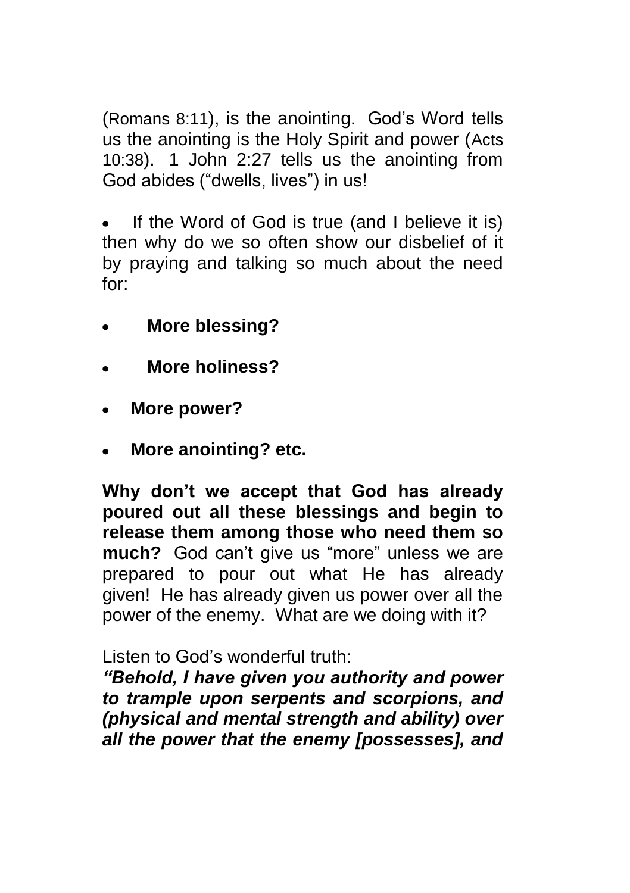(Romans 8:11), is the anointing. God's Word tells us the anointing is the Holy Spirit and power (Acts 10:38). 1 John 2:27 tells us the anointing from God abides ("dwells, lives") in us!

- If the Word of God is true (and I believe it is) then why do we so often show our disbelief of it by praying and talking so much about the need for:

- **More blessing?**
- **More holiness?**
- **More power?**
- **More anointing? etc.**

**Why don't we accept that God has already poured out all these blessings and begin to release them among those who need them so much?** God can't give us "more" unless we are prepared to pour out what He has already given! He has already given us power over all the power of the enemy. What are we doing with it?

Listen to God's wonderful truth:
***"Behold, I have given you authority and power to trample upon serpents and scorpions, and (physical and mental strength and ability) over all the power that the enemy [possesses], and***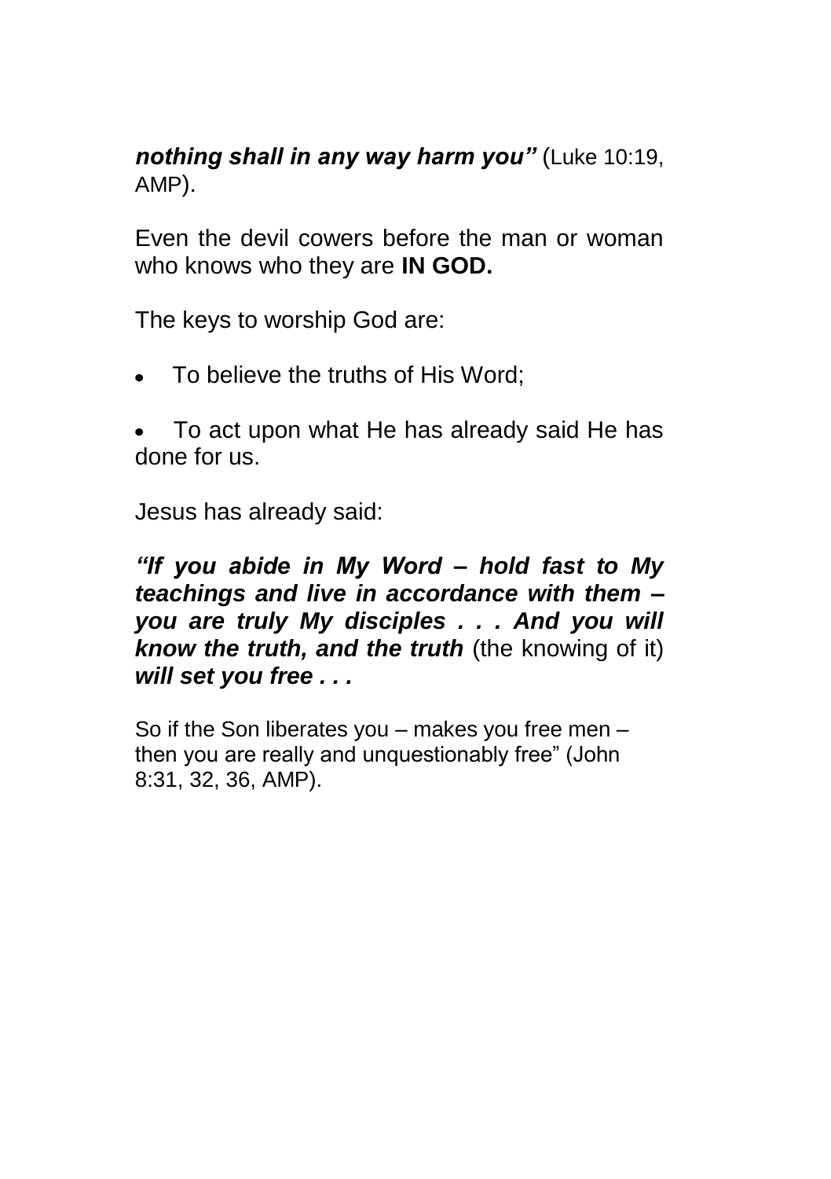***nothing shall in any way harm you"*** (Luke 10:19, AMP).

Even the devil cowers before the man or woman who knows who they are **IN GOD.**

The keys to worship God are:

- To believe the truths of His Word;
- To act upon what He has already said He has done for us.

Jesus has already said:

***"If you abide in My Word – hold fast to My teachings and live in accordance with them – you are truly My disciples . . . And you will know the truth, and the truth*** (the knowing of it) ***will set you free . . .***

So if the Son liberates you – makes you free men – then you are really and unquestionably free" (John 8:31, 32, 36, AMP).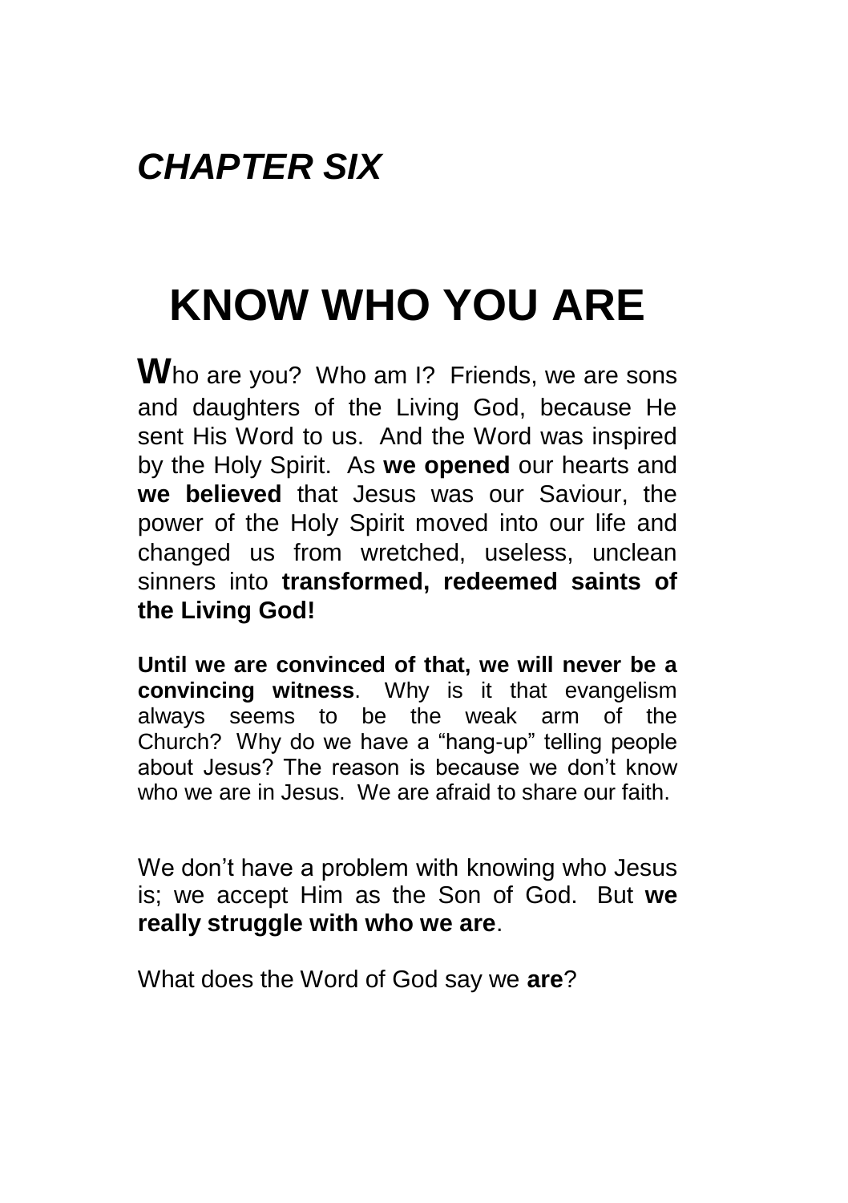## *CHAPTER SIX*

# KNOW WHO YOU ARE

**W**ho are you? Who am I? Friends, we are sons and daughters of the Living God, because He sent His Word to us. And the Word was inspired by the Holy Spirit. As **we opened** our hearts and **we believed** that Jesus was our Saviour, the power of the Holy Spirit moved into our life and changed us from wretched, useless, unclean sinners into **transformed, redeemed saints of the Living God!**

**Until we are convinced of that, we will never be a convincing witness**. Why is it that evangelism always seems to be the weak arm of the Church? Why do we have a "hang-up" telling people about Jesus? The reason is because we don't know who we are in Jesus. We are afraid to share our faith.

We don't have a problem with knowing who Jesus is; we accept Him as the Son of God. But **we really struggle with who we are**.

What does the Word of God say we **are**?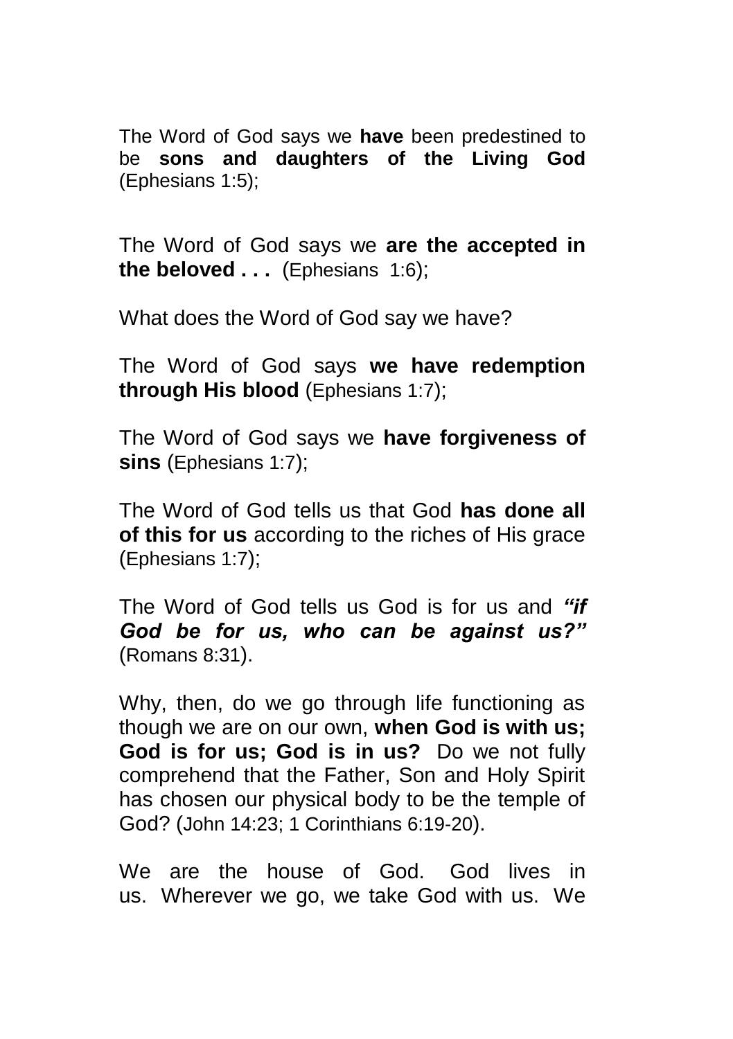The Word of God says we **have** been predestined to be **sons and daughters of the Living God** (Ephesians 1:5);

The Word of God says we **are the accepted in the beloved . . .** (Ephesians 1:6);

What does the Word of God say we have?

The Word of God says **we have redemption through His blood** (Ephesians 1:7);

The Word of God says we **have forgiveness of sins** (Ephesians 1:7);

The Word of God tells us that God **has done all of this for us** according to the riches of His grace (Ephesians 1:7);

The Word of God tells us God is for us and ***"if God be for us, who can be against us?"*** (Romans 8:31).

Why, then, do we go through life functioning as though we are on our own, **when God is with us; God is for us; God is in us?** Do we not fully comprehend that the Father, Son and Holy Spirit has chosen our physical body to be the temple of God? (John 14:23; 1 Corinthians 6:19-20).

We are the house of God. God lives in us. Wherever we go, we take God with us. We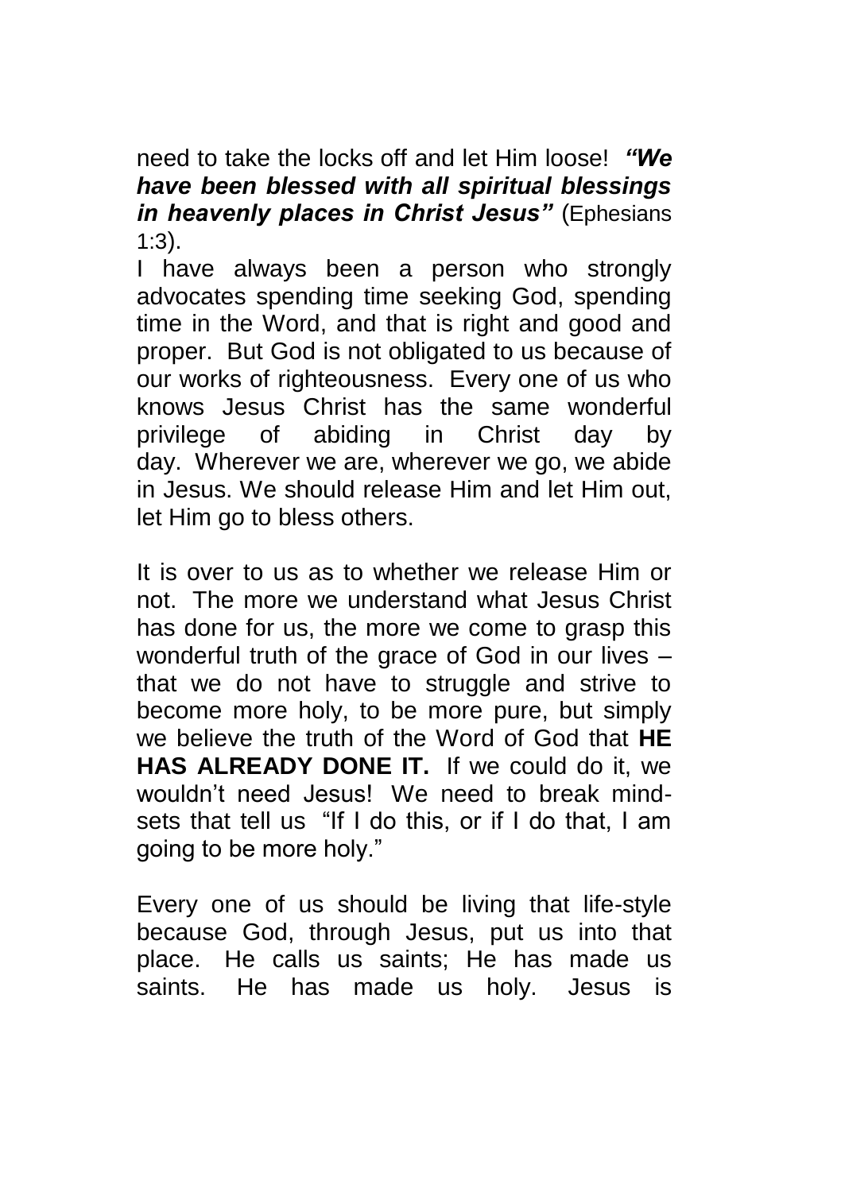need to take the locks off and let Him loose! ***"We have been blessed with all spiritual blessings in heavenly places in Christ Jesus"*** (Ephesians 1:3).

I have always been a person who strongly advocates spending time seeking God, spending time in the Word, and that is right and good and proper. But God is not obligated to us because of our works of righteousness. Every one of us who knows Jesus Christ has the same wonderful privilege of abiding in Christ day by day. Wherever we are, wherever we go, we abide in Jesus. We should release Him and let Him out, let Him go to bless others.

It is over to us as to whether we release Him or not. The more we understand what Jesus Christ has done for us, the more we come to grasp this wonderful truth of the grace of God in our lives – that we do not have to struggle and strive to become more holy, to be more pure, but simply we believe the truth of the Word of God that **HE HAS ALREADY DONE IT.** If we could do it, we wouldn't need Jesus! We need to break mind-sets that tell us "If I do this, or if I do that, I am going to be more holy."

Every one of us should be living that life-style because God, through Jesus, put us into that place. He calls us saints; He has made us saints. He has made us holy. Jesus is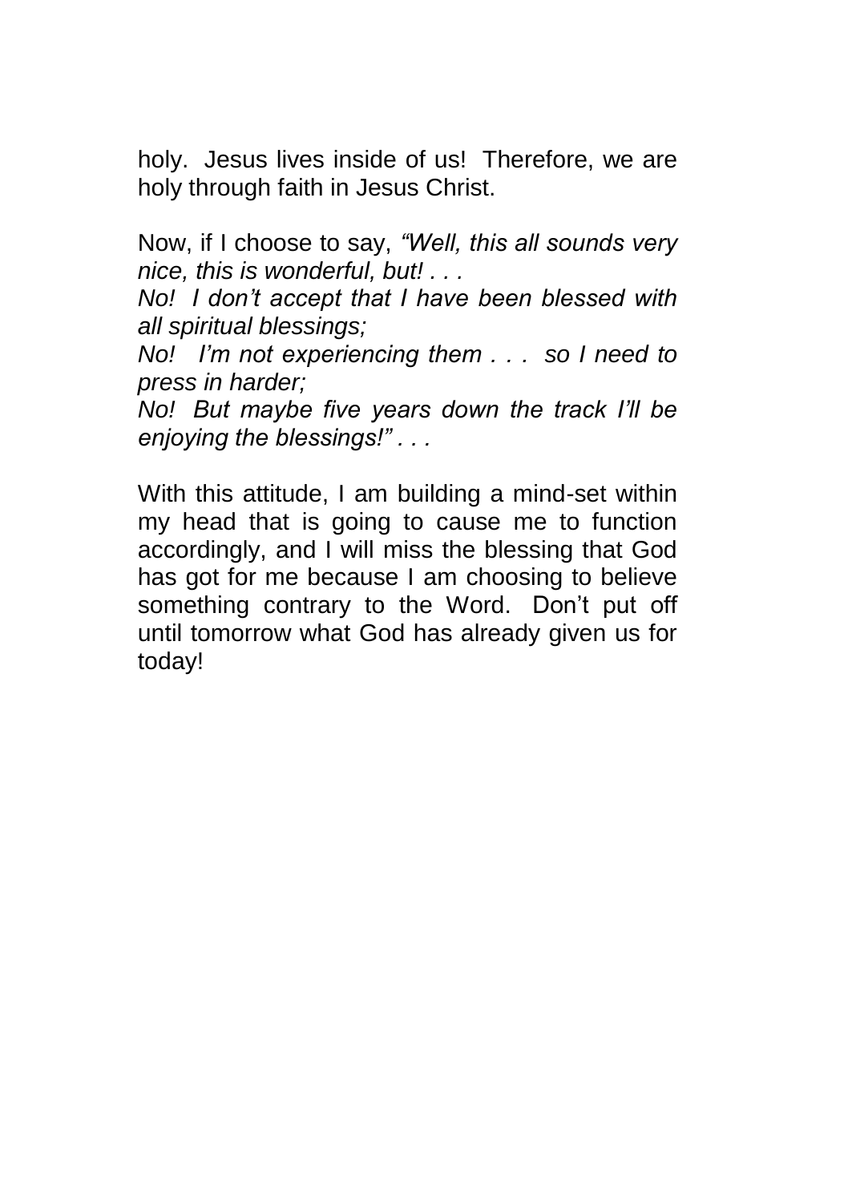holy. Jesus lives inside of us! Therefore, we are holy through faith in Jesus Christ.

Now, if I choose to say, *"Well, this all sounds very nice, this is wonderful, but! . . .*
*No! I don't accept that I have been blessed with all spiritual blessings;*
*No! I'm not experiencing them . . . so I need to press in harder;*
*No! But maybe five years down the track I'll be enjoying the blessings!" . . .*

With this attitude, I am building a mind-set within my head that is going to cause me to function accordingly, and I will miss the blessing that God has got for me because I am choosing to believe something contrary to the Word. Don't put off until tomorrow what God has already given us for today!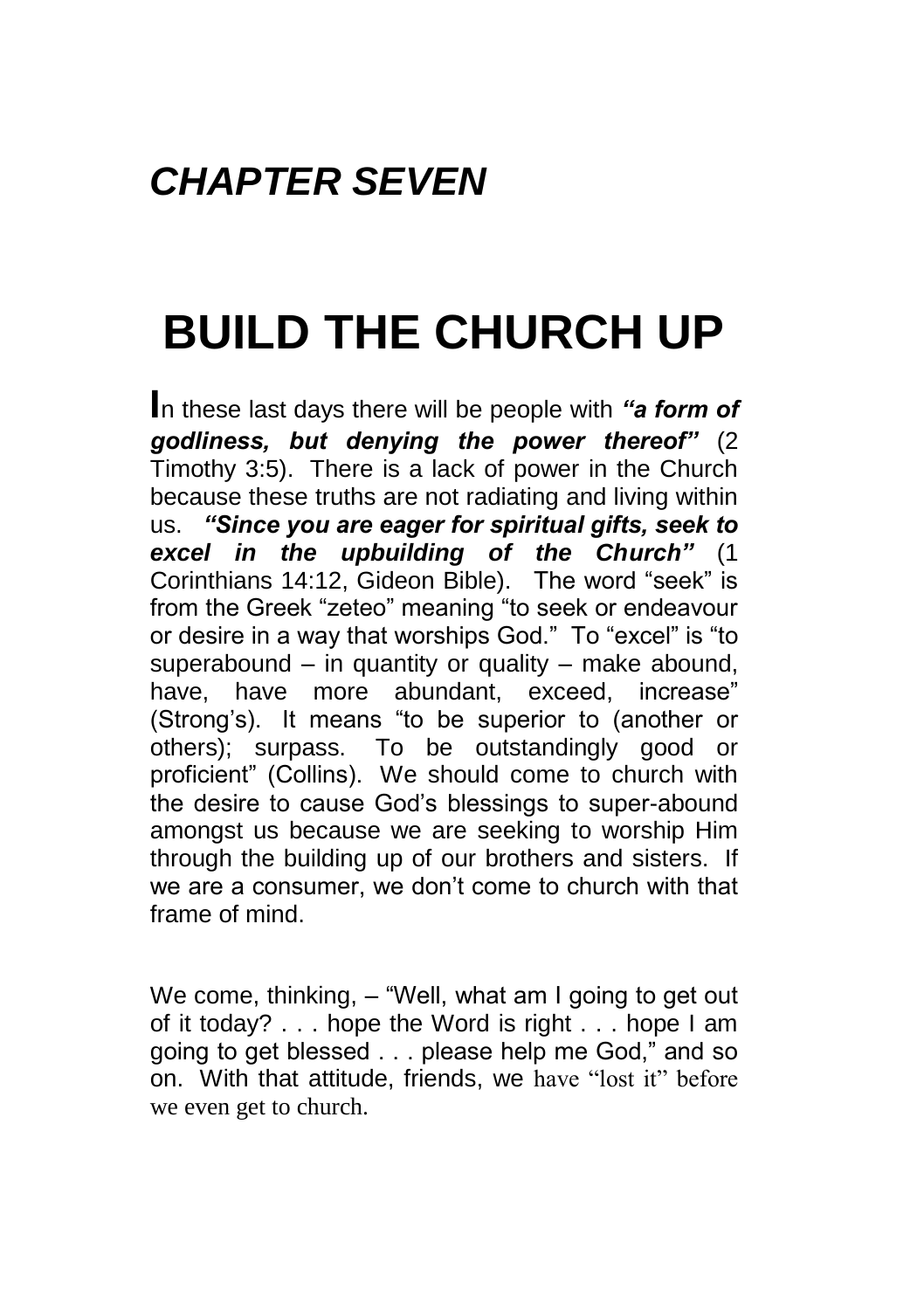## *CHAPTER SEVEN*

# BUILD THE CHURCH UP

In these last days there will be people with ***"a form of godliness, but denying the power thereof"*** (2 Timothy 3:5). There is a lack of power in the Church because these truths are not radiating and living within us. ***"Since you are eager for spiritual gifts, seek to excel in the upbuilding of the Church"*** (1 Corinthians 14:12, Gideon Bible). The word "seek" is from the Greek "zeteo" meaning "to seek or endeavour or desire in a way that worships God." To "excel" is "to superabound – in quantity or quality – make abound, have, have more abundant, exceed, increase" (Strong's). It means "to be superior to (another or others); surpass. To be outstandingly good or proficient" (Collins). We should come to church with the desire to cause God's blessings to super-abound amongst us because we are seeking to worship Him through the building up of our brothers and sisters. If we are a consumer, we don't come to church with that frame of mind.

We come, thinking, – "Well, what am I going to get out of it today? . . . hope the Word is right . . . hope I am going to get blessed . . . please help me God," and so on. With that attitude, friends, we have "lost it" before we even get to church.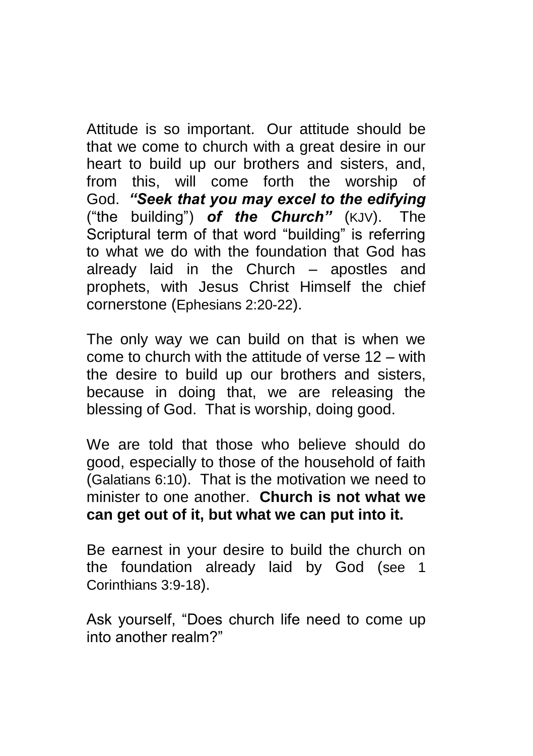Attitude is so important. Our attitude should be that we come to church with a great desire in our heart to build up our brothers and sisters, and, from this, will come forth the worship of God. ***"Seek that you may excel to the edifying*** ("the building") ***of the Church"*** (KJV). The Scriptural term of that word "building" is referring to what we do with the foundation that God has already laid in the Church – apostles and prophets, with Jesus Christ Himself the chief cornerstone (Ephesians 2:20-22).

The only way we can build on that is when we come to church with the attitude of verse 12 – with the desire to build up our brothers and sisters, because in doing that, we are releasing the blessing of God. That is worship, doing good.

We are told that those who believe should do good, especially to those of the household of faith (Galatians 6:10). That is the motivation we need to minister to one another. **Church is not what we can get out of it, but what we can put into it.**

Be earnest in your desire to build the church on the foundation already laid by God (see 1 Corinthians 3:9-18).

Ask yourself, "Does church life need to come up into another realm?"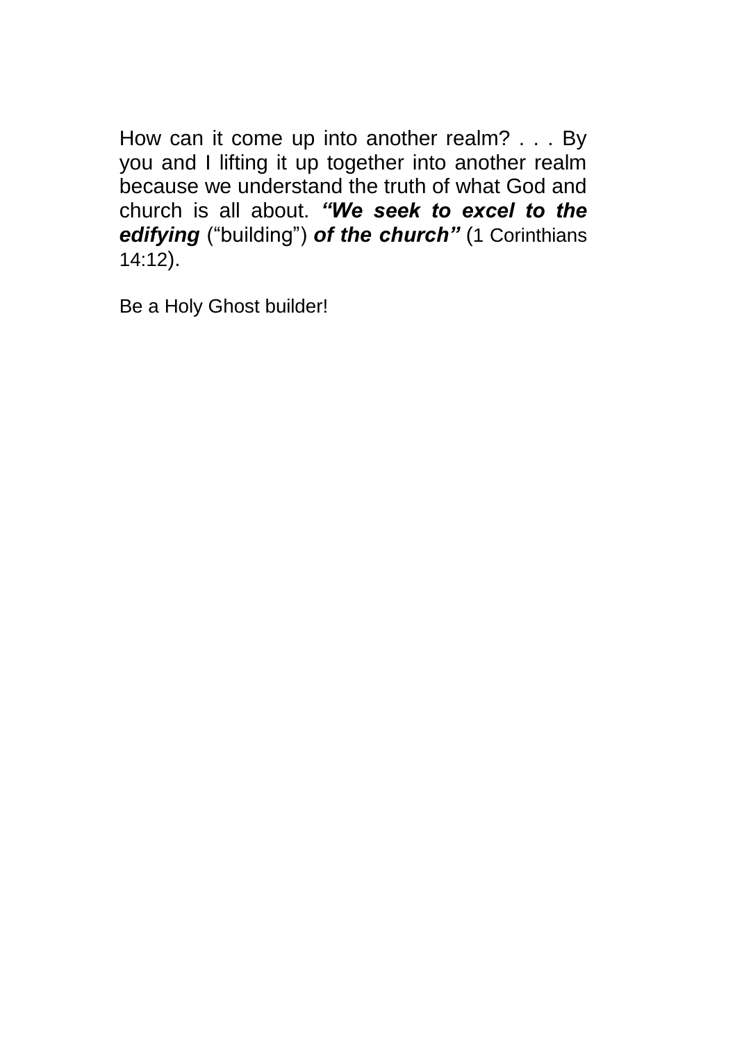How can it come up into another realm? . . . By you and I lifting it up together into another realm because we understand the truth of what God and church is all about. ***“We seek to excel to the edifying*** (“building”) ***of the church”*** (1 Corinthians 14:12).

Be a Holy Ghost builder!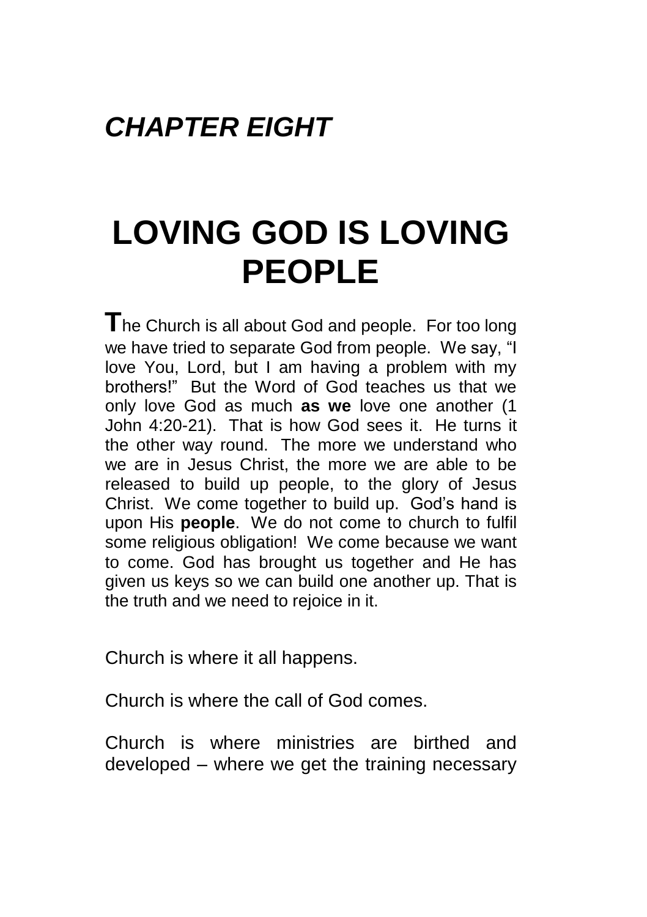## *CHAPTER EIGHT*

# LOVING GOD IS LOVING PEOPLE

**T**he Church is all about God and people. For too long we have tried to separate God from people. We say, "I love You, Lord, but I am having a problem with my brothers!" But the Word of God teaches us that we only love God as much **as we** love one another (1 John 4:20-21). That is how God sees it. He turns it the other way round. The more we understand who we are in Jesus Christ, the more we are able to be released to build up people, to the glory of Jesus Christ. We come together to build up. God's hand is upon His **people**. We do not come to church to fulfil some religious obligation! We come because we want to come. God has brought us together and He has given us keys so we can build one another up. That is the truth and we need to rejoice in it.

Church is where it all happens.

Church is where the call of God comes.

Church is where ministries are birthed and developed – where we get the training necessary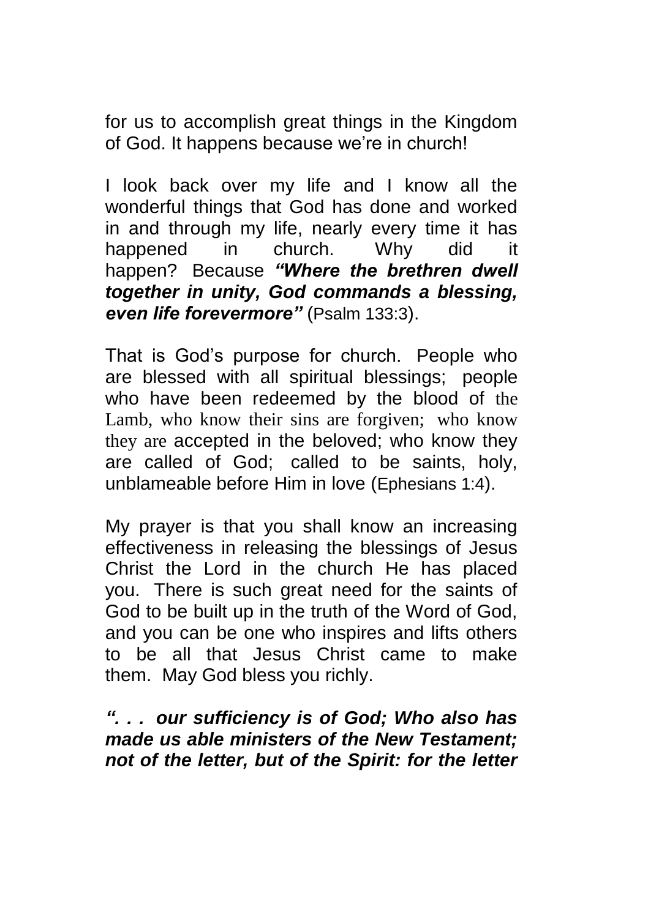for us to accomplish great things in the Kingdom of God. It happens because we're in church!

I look back over my life and I know all the wonderful things that God has done and worked in and through my life, nearly every time it has happened in church. Why did it happen? Because ***"Where the brethren dwell together in unity, God commands a blessing, even life forevermore"*** (Psalm 133:3).

That is God's purpose for church. People who are blessed with all spiritual blessings; people who have been redeemed by the blood of the Lamb, who know their sins are forgiven; who know they are accepted in the beloved; who know they are called of God; called to be saints, holy, unblameable before Him in love (Ephesians 1:4).

My prayer is that you shall know an increasing effectiveness in releasing the blessings of Jesus Christ the Lord in the church He has placed you. There is such great need for the saints of God to be built up in the truth of the Word of God, and you can be one who inspires and lifts others to be all that Jesus Christ came to make them. May God bless you richly.

***". . . our sufficiency is of God; Who also has made us able ministers of the New Testament; not of the letter, but of the Spirit: for the letter***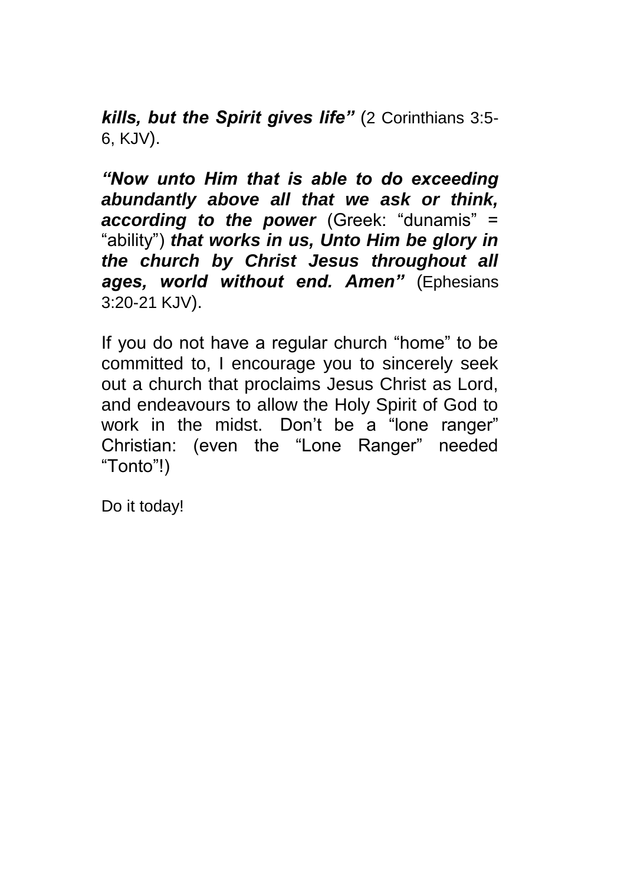***kills, but the Spirit gives life"*** (2 Corinthians 3:5-6, KJV).

***"Now unto Him that is able to do exceeding abundantly above all that we ask or think, according to the power*** (Greek: "dunamis" = "ability") ***that works in us, Unto Him be glory in the church by Christ Jesus throughout all ages, world without end. Amen"*** (Ephesians 3:20-21 KJV).

If you do not have a regular church "home" to be committed to, I encourage you to sincerely seek out a church that proclaims Jesus Christ as Lord, and endeavours to allow the Holy Spirit of God to work in the midst. Don't be a "lone ranger" Christian: (even the "Lone Ranger" needed "Tonto"!)

Do it today!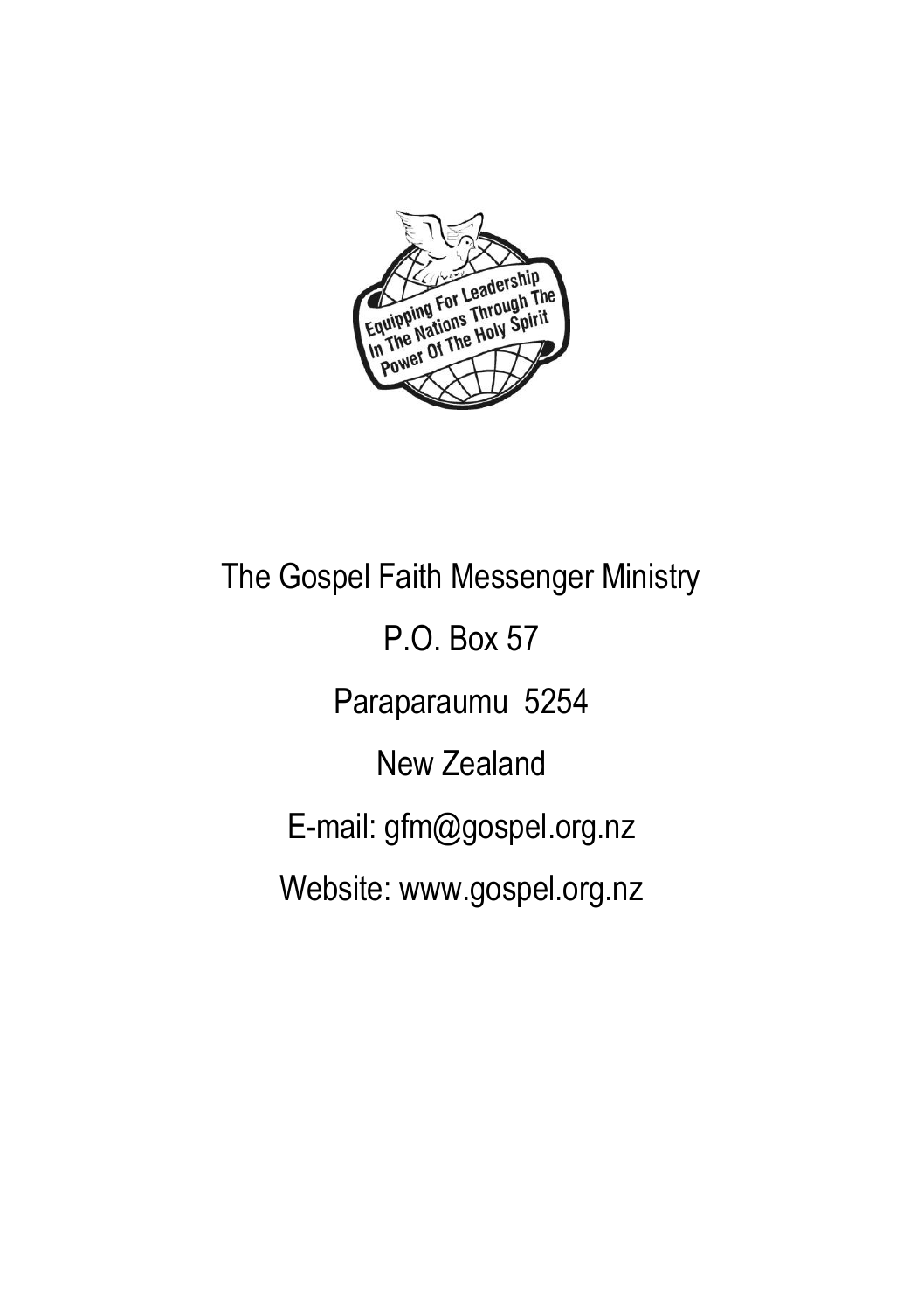Equipping For Leadership In The Nations Through The Power Of The Holy Spirit

The Gospel Faith Messenger Ministry

P.O. Box 57

Paraparaumu 5254

New Zealand

E-mail: gfm@gospel.org.nz

Website: www.gospel.org.nz